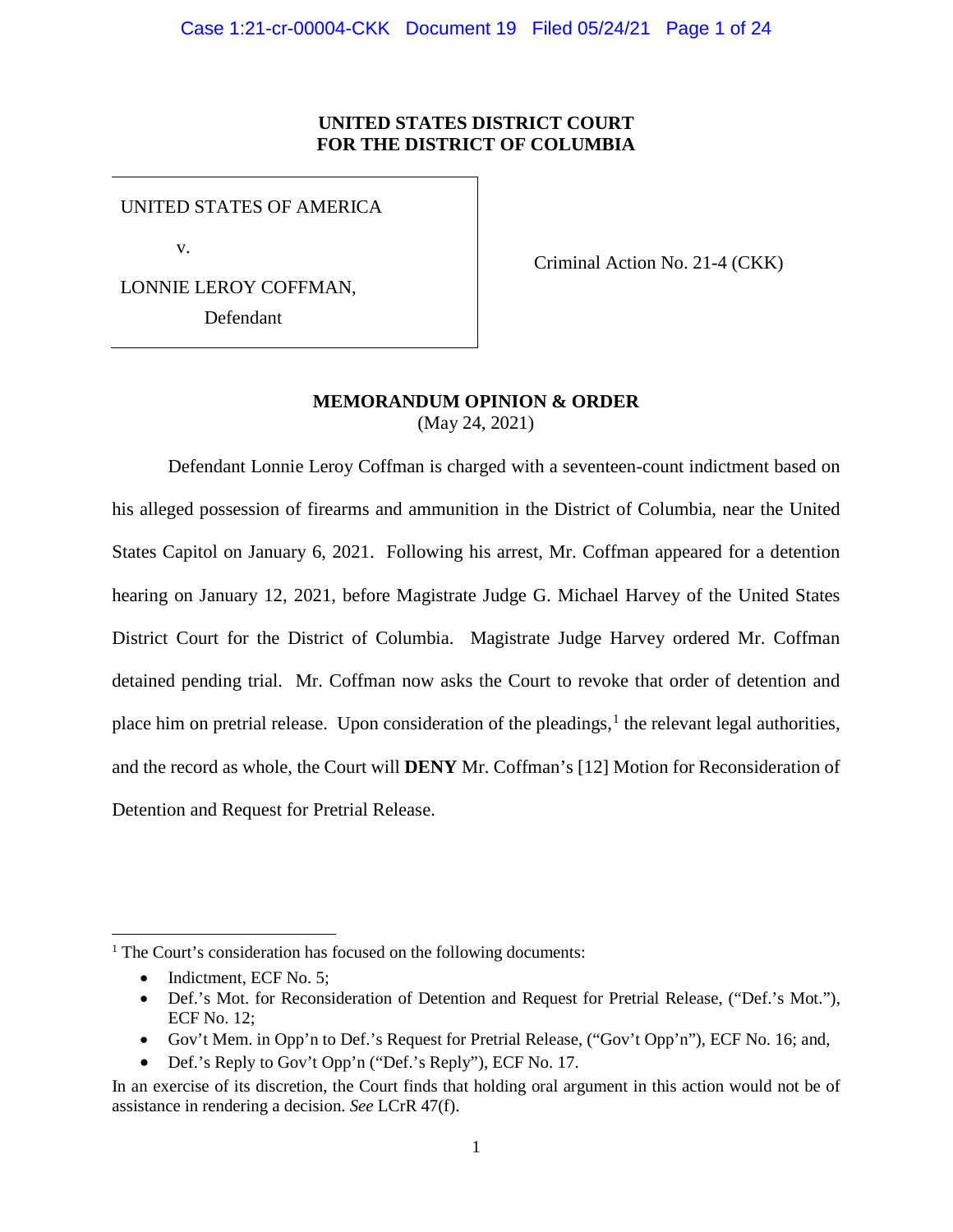**UNITED STATES DISTRICT COURT**
**FOR THE DISTRICT OF COLUMBIA**

| | |
|---|---|
| UNITED STATES OF AMERICA<br><br>v.<br><br>LONNIE LEROY COFFMAN,<br>Defendant | Criminal Action No. 21-4 (CKK) |

**MEMORANDUM OPINION & ORDER**
(May 24, 2021)

Defendant Lonnie Leroy Coffman is charged with a seventeen-count indictment based on his alleged possession of firearms and ammunition in the District of Columbia, near the United States Capitol on January 6, 2021. Following his arrest, Mr. Coffman appeared for a detention hearing on January 12, 2021, before Magistrate Judge G. Michael Harvey of the United States District Court for the District of Columbia. Magistrate Judge Harvey ordered Mr. Coffman detained pending trial. Mr. Coffman now asks the Court to revoke that order of detention and place him on pretrial release. Upon consideration of the pleadings,[1] the relevant legal authorities, and the record as whole, the Court will **DENY** Mr. Coffman's [12] Motion for Reconsideration of Detention and Request for Pretrial Release.

---

[1] The Court's consideration has focused on the following documents:

- Indictment, ECF No. 5;
- Def.'s Mot. for Reconsideration of Detention and Request for Pretrial Release, ("Def.'s Mot."), ECF No. 12;
- Gov't Mem. in Opp'n to Def.'s Request for Pretrial Release, ("Gov't Opp'n"), ECF No. 16; and,
- Def.'s Reply to Gov't Opp'n ("Def.'s Reply"), ECF No. 17.

In an exercise of its discretion, the Court finds that holding oral argument in this action would not be of assistance in rendering a decision. *See* LCrR 47(f).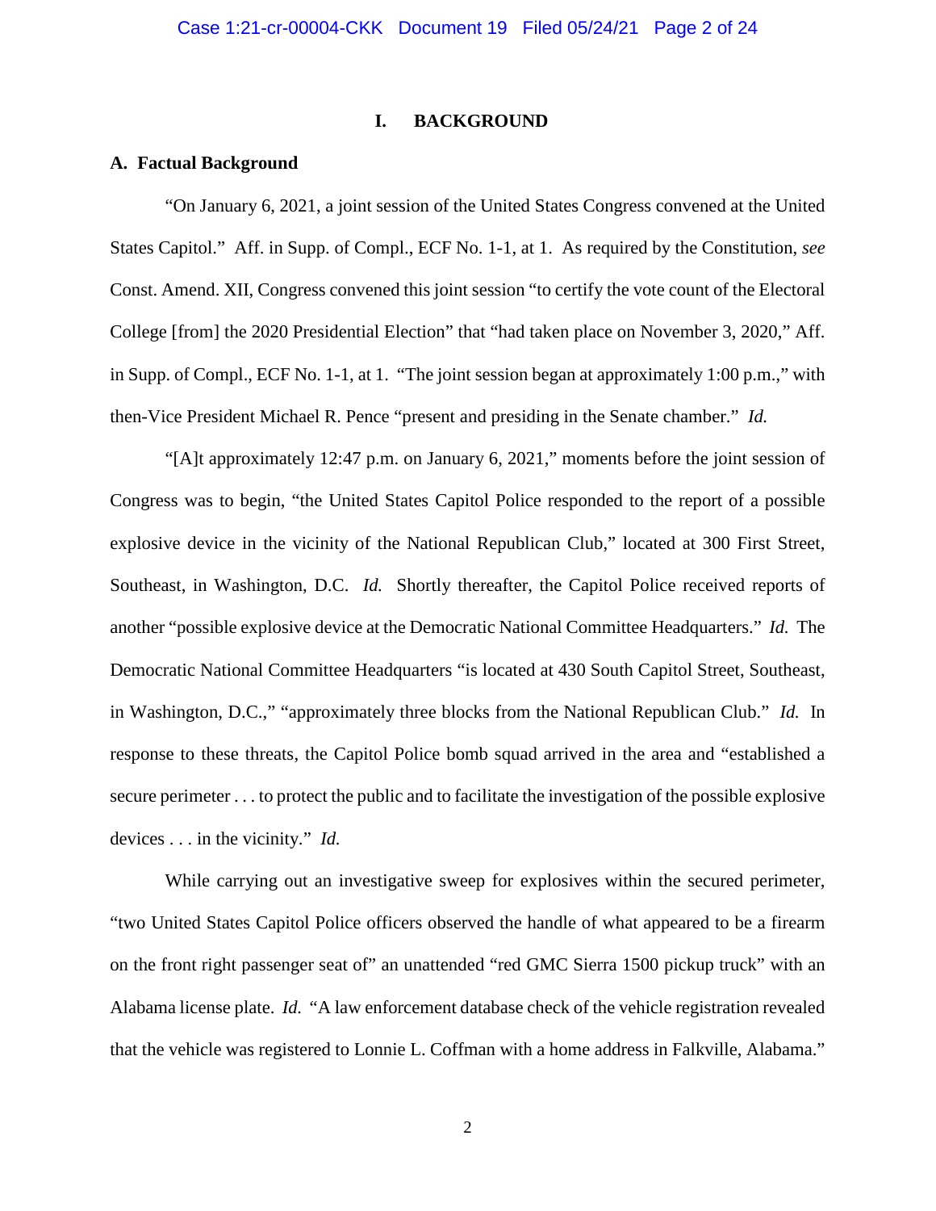# I. BACKGROUND

## A. Factual Background

"On January 6, 2021, a joint session of the United States Congress convened at the United States Capitol." Aff. in Supp. of Compl., ECF No. 1-1, at 1. As required by the Constitution, *see* Const. Amend. XII, Congress convened this joint session "to certify the vote count of the Electoral College [from] the 2020 Presidential Election" that "had taken place on November 3, 2020," Aff. in Supp. of Compl., ECF No. 1-1, at 1. "The joint session began at approximately 1:00 p.m.," with then-Vice President Michael R. Pence "present and presiding in the Senate chamber." *Id.*

"[A]t approximately 12:47 p.m. on January 6, 2021," moments before the joint session of Congress was to begin, "the United States Capitol Police responded to the report of a possible explosive device in the vicinity of the National Republican Club," located at 300 First Street, Southeast, in Washington, D.C. *Id.* Shortly thereafter, the Capitol Police received reports of another "possible explosive device at the Democratic National Committee Headquarters." *Id.* The Democratic National Committee Headquarters "is located at 430 South Capitol Street, Southeast, in Washington, D.C.," "approximately three blocks from the National Republican Club." *Id.* In response to these threats, the Capitol Police bomb squad arrived in the area and "established a secure perimeter . . . to protect the public and to facilitate the investigation of the possible explosive devices . . . in the vicinity." *Id.*

While carrying out an investigative sweep for explosives within the secured perimeter, "two United States Capitol Police officers observed the handle of what appeared to be a firearm on the front right passenger seat of" an unattended "red GMC Sierra 1500 pickup truck" with an Alabama license plate. *Id.* "A law enforcement database check of the vehicle registration revealed that the vehicle was registered to Lonnie L. Coffman with a home address in Falkville, Alabama."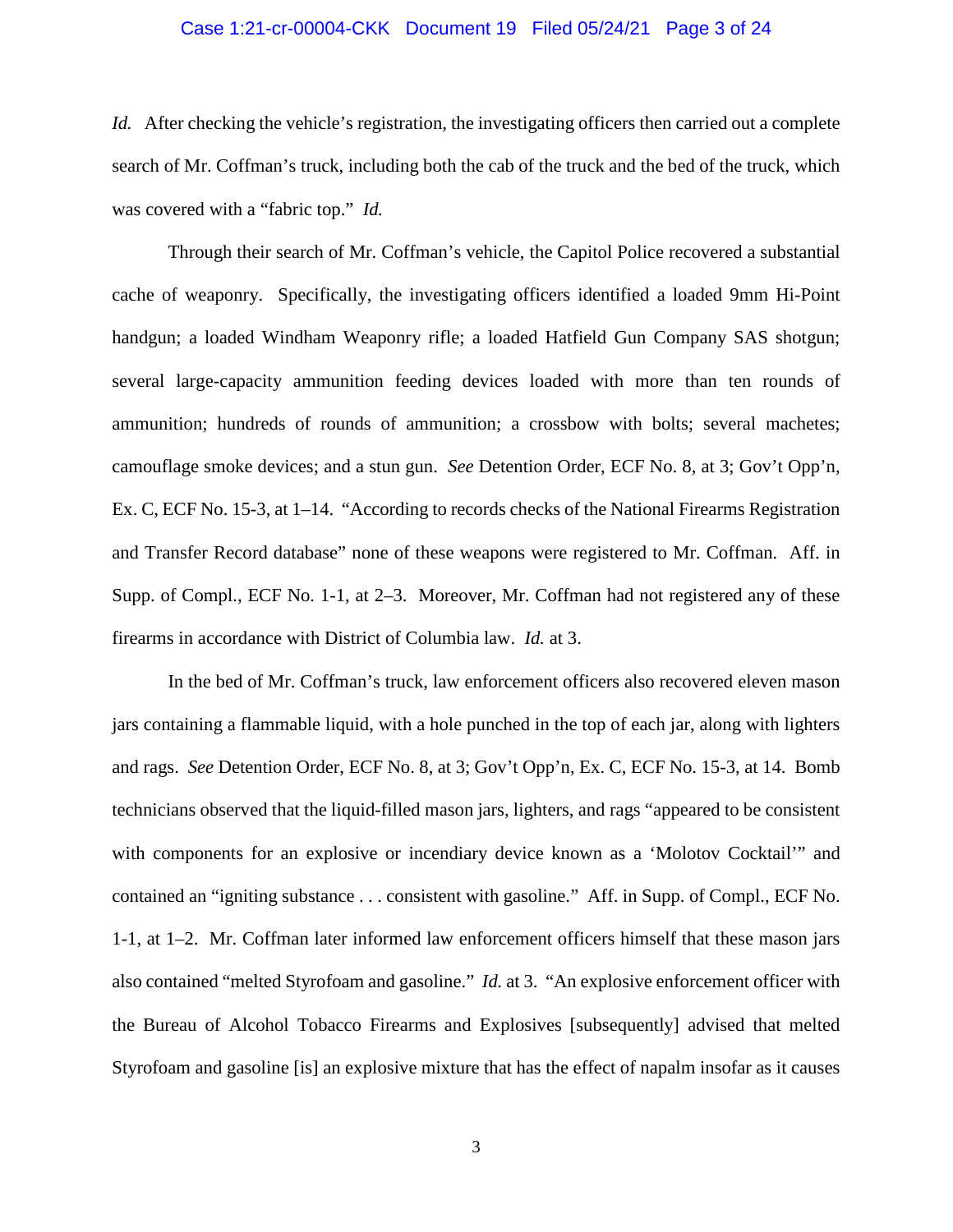*Id.* After checking the vehicle's registration, the investigating officers then carried out a complete search of Mr. Coffman's truck, including both the cab of the truck and the bed of the truck, which was covered with a "fabric top." *Id.*

Through their search of Mr. Coffman's vehicle, the Capitol Police recovered a substantial cache of weaponry. Specifically, the investigating officers identified a loaded 9mm Hi-Point handgun; a loaded Windham Weaponry rifle; a loaded Hatfield Gun Company SAS shotgun; several large-capacity ammunition feeding devices loaded with more than ten rounds of ammunition; hundreds of rounds of ammunition; a crossbow with bolts; several machetes; camouflage smoke devices; and a stun gun. *See* Detention Order, ECF No. 8, at 3; Gov't Opp'n, Ex. C, ECF No. 15-3, at 1–14. "According to records checks of the National Firearms Registration and Transfer Record database" none of these weapons were registered to Mr. Coffman. Aff. in Supp. of Compl., ECF No. 1-1, at 2–3. Moreover, Mr. Coffman had not registered any of these firearms in accordance with District of Columbia law. *Id.* at 3.

In the bed of Mr. Coffman's truck, law enforcement officers also recovered eleven mason jars containing a flammable liquid, with a hole punched in the top of each jar, along with lighters and rags. *See* Detention Order, ECF No. 8, at 3; Gov't Opp'n, Ex. C, ECF No. 15-3, at 14. Bomb technicians observed that the liquid-filled mason jars, lighters, and rags "appeared to be consistent with components for an explosive or incendiary device known as a 'Molotov Cocktail'" and contained an "igniting substance . . . consistent with gasoline." Aff. in Supp. of Compl., ECF No. 1-1, at 1–2. Mr. Coffman later informed law enforcement officers himself that these mason jars also contained "melted Styrofoam and gasoline." *Id.* at 3. "An explosive enforcement officer with the Bureau of Alcohol Tobacco Firearms and Explosives [subsequently] advised that melted Styrofoam and gasoline [is] an explosive mixture that has the effect of napalm insofar as it causes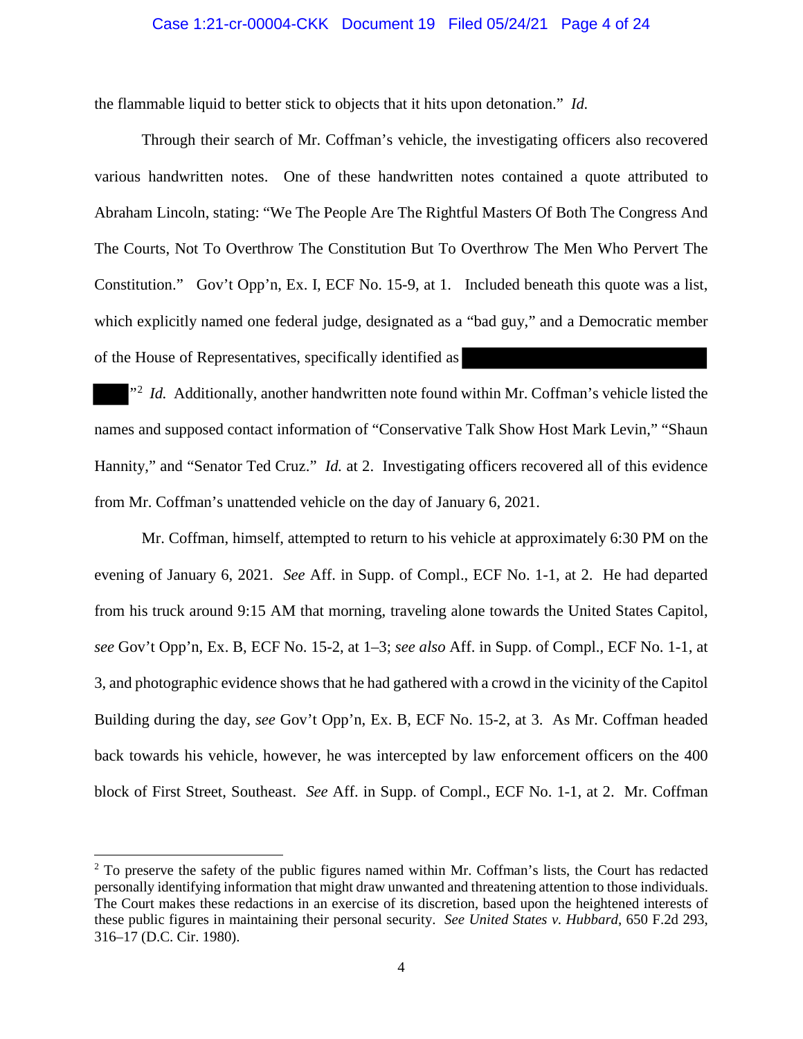the flammable liquid to better stick to objects that it hits upon detonation." *Id.*

Through their search of Mr. Coffman's vehicle, the investigating officers also recovered various handwritten notes. One of these handwritten notes contained a quote attributed to Abraham Lincoln, stating: "We The People Are The Rightful Masters Of Both The Congress And The Courts, Not To Overthrow The Constitution But To Overthrow The Men Who Pervert The Constitution." Gov't Opp'n, Ex. I, ECF No. 15-9, at 1. Included beneath this quote was a list, which explicitly named one federal judge, designated as a "bad guy," and a Democratic member of the House of Representatives, specifically identified as ████████████ ███."[2] *Id.* Additionally, another handwritten note found within Mr. Coffman's vehicle listed the names and supposed contact information of "Conservative Talk Show Host Mark Levin," "Shaun Hannity," and "Senator Ted Cruz." *Id.* at 2. Investigating officers recovered all of this evidence from Mr. Coffman's unattended vehicle on the day of January 6, 2021.

Mr. Coffman, himself, attempted to return to his vehicle at approximately 6:30 PM on the evening of January 6, 2021. *See* Aff. in Supp. of Compl., ECF No. 1-1, at 2. He had departed from his truck around 9:15 AM that morning, traveling alone towards the United States Capitol, *see* Gov't Opp'n, Ex. B, ECF No. 15-2, at 1–3; *see also* Aff. in Supp. of Compl., ECF No. 1-1, at 3, and photographic evidence shows that he had gathered with a crowd in the vicinity of the Capitol Building during the day, *see* Gov't Opp'n, Ex. B, ECF No. 15-2, at 3. As Mr. Coffman headed back towards his vehicle, however, he was intercepted by law enforcement officers on the 400 block of First Street, Southeast. *See* Aff. in Supp. of Compl., ECF No. 1-1, at 2. Mr. Coffman

---

[2] To preserve the safety of the public figures named within Mr. Coffman's lists, the Court has redacted personally identifying information that might draw unwanted and threatening attention to those individuals. The Court makes these redactions in an exercise of its discretion, based upon the heightened interests of these public figures in maintaining their personal security. *See United States v. Hubbard*, 650 F.2d 293, 316–17 (D.C. Cir. 1980).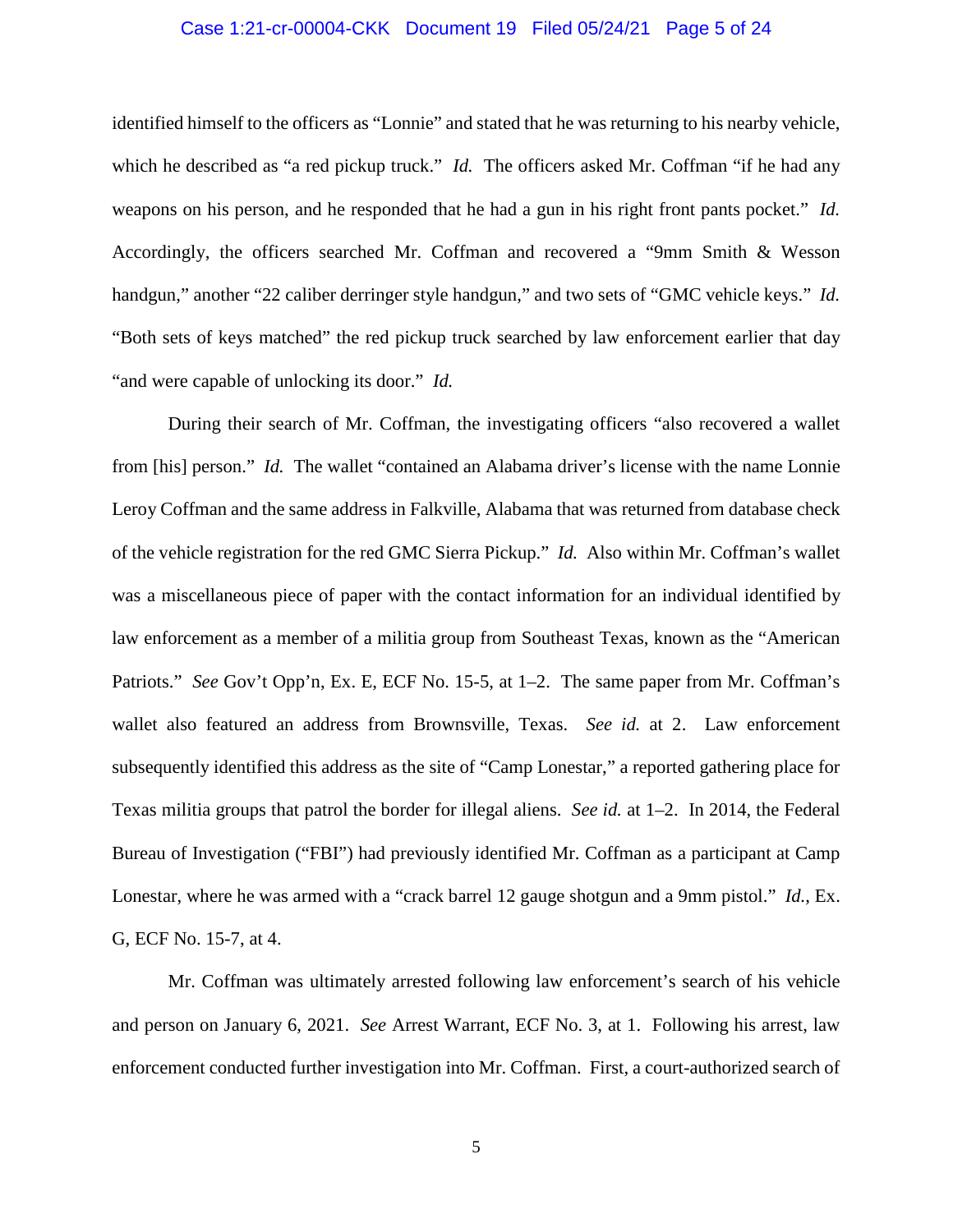identified himself to the officers as "Lonnie" and stated that he was returning to his nearby vehicle, which he described as "a red pickup truck." *Id.* The officers asked Mr. Coffman "if he had any weapons on his person, and he responded that he had a gun in his right front pants pocket." *Id.* Accordingly, the officers searched Mr. Coffman and recovered a "9mm Smith & Wesson handgun," another "22 caliber derringer style handgun," and two sets of "GMC vehicle keys." *Id.* "Both sets of keys matched" the red pickup truck searched by law enforcement earlier that day "and were capable of unlocking its door." *Id.*

During their search of Mr. Coffman, the investigating officers "also recovered a wallet from [his] person." *Id.* The wallet "contained an Alabama driver's license with the name Lonnie Leroy Coffman and the same address in Falkville, Alabama that was returned from database check of the vehicle registration for the red GMC Sierra Pickup." *Id.* Also within Mr. Coffman's wallet was a miscellaneous piece of paper with the contact information for an individual identified by law enforcement as a member of a militia group from Southeast Texas, known as the "American Patriots." *See* Gov't Opp'n, Ex. E, ECF No. 15-5, at 1–2. The same paper from Mr. Coffman's wallet also featured an address from Brownsville, Texas. *See id.* at 2. Law enforcement subsequently identified this address as the site of "Camp Lonestar," a reported gathering place for Texas militia groups that patrol the border for illegal aliens. *See id.* at 1–2. In 2014, the Federal Bureau of Investigation ("FBI") had previously identified Mr. Coffman as a participant at Camp Lonestar, where he was armed with a "crack barrel 12 gauge shotgun and a 9mm pistol." *Id.*, Ex. G, ECF No. 15-7, at 4.

Mr. Coffman was ultimately arrested following law enforcement's search of his vehicle and person on January 6, 2021. *See* Arrest Warrant, ECF No. 3, at 1. Following his arrest, law enforcement conducted further investigation into Mr. Coffman. First, a court-authorized search of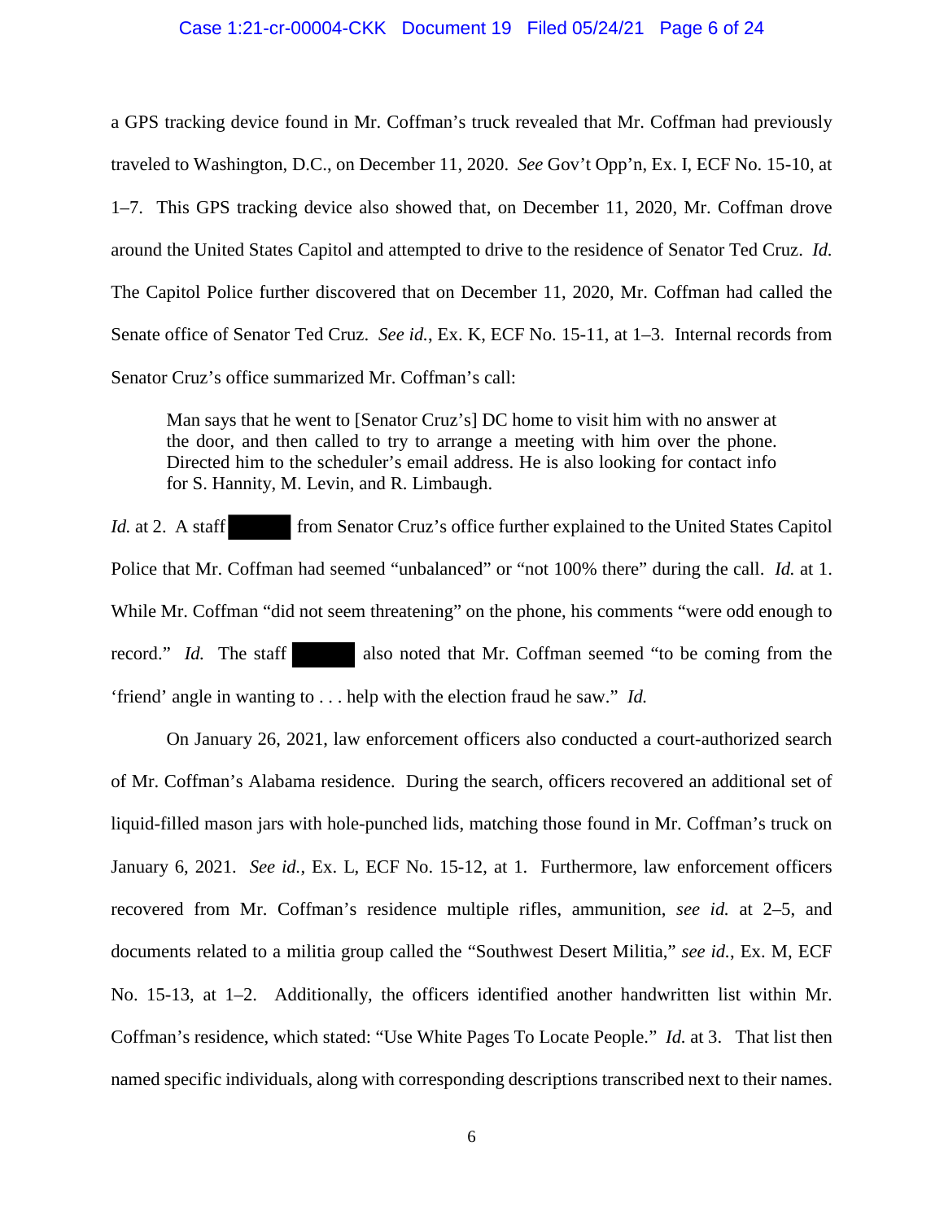a GPS tracking device found in Mr. Coffman's truck revealed that Mr. Coffman had previously traveled to Washington, D.C., on December 11, 2020. *See* Gov't Opp'n, Ex. I, ECF No. 15-10, at 1–7. This GPS tracking device also showed that, on December 11, 2020, Mr. Coffman drove around the United States Capitol and attempted to drive to the residence of Senator Ted Cruz. *Id.* The Capitol Police further discovered that on December 11, 2020, Mr. Coffman had called the Senate office of Senator Ted Cruz. *See id.*, Ex. K, ECF No. 15-11, at 1–3. Internal records from Senator Cruz's office summarized Mr. Coffman's call:

> Man says that he went to [Senator Cruz's] DC home to visit him with no answer at the door, and then called to try to arrange a meeting with him over the phone. Directed him to the scheduler's email address. He is also looking for contact info for S. Hannity, M. Levin, and R. Limbaugh.

*Id.* at 2. A staff [REDACTED] from Senator Cruz's office further explained to the United States Capitol Police that Mr. Coffman had seemed "unbalanced" or "not 100% there" during the call. *Id.* at 1. While Mr. Coffman "did not seem threatening" on the phone, his comments "were odd enough to record." *Id.* The staff [REDACTED] also noted that Mr. Coffman seemed "to be coming from the 'friend' angle in wanting to . . . help with the election fraud he saw." *Id.*

On January 26, 2021, law enforcement officers also conducted a court-authorized search of Mr. Coffman's Alabama residence. During the search, officers recovered an additional set of liquid-filled mason jars with hole-punched lids, matching those found in Mr. Coffman's truck on January 6, 2021. *See id.*, Ex. L, ECF No. 15-12, at 1. Furthermore, law enforcement officers recovered from Mr. Coffman's residence multiple rifles, ammunition, *see id.* at 2–5, and documents related to a militia group called the "Southwest Desert Militia," *see id.*, Ex. M, ECF No. 15-13, at 1–2. Additionally, the officers identified another handwritten list within Mr. Coffman's residence, which stated: "Use White Pages To Locate People." *Id.* at 3. That list then named specific individuals, along with corresponding descriptions transcribed next to their names.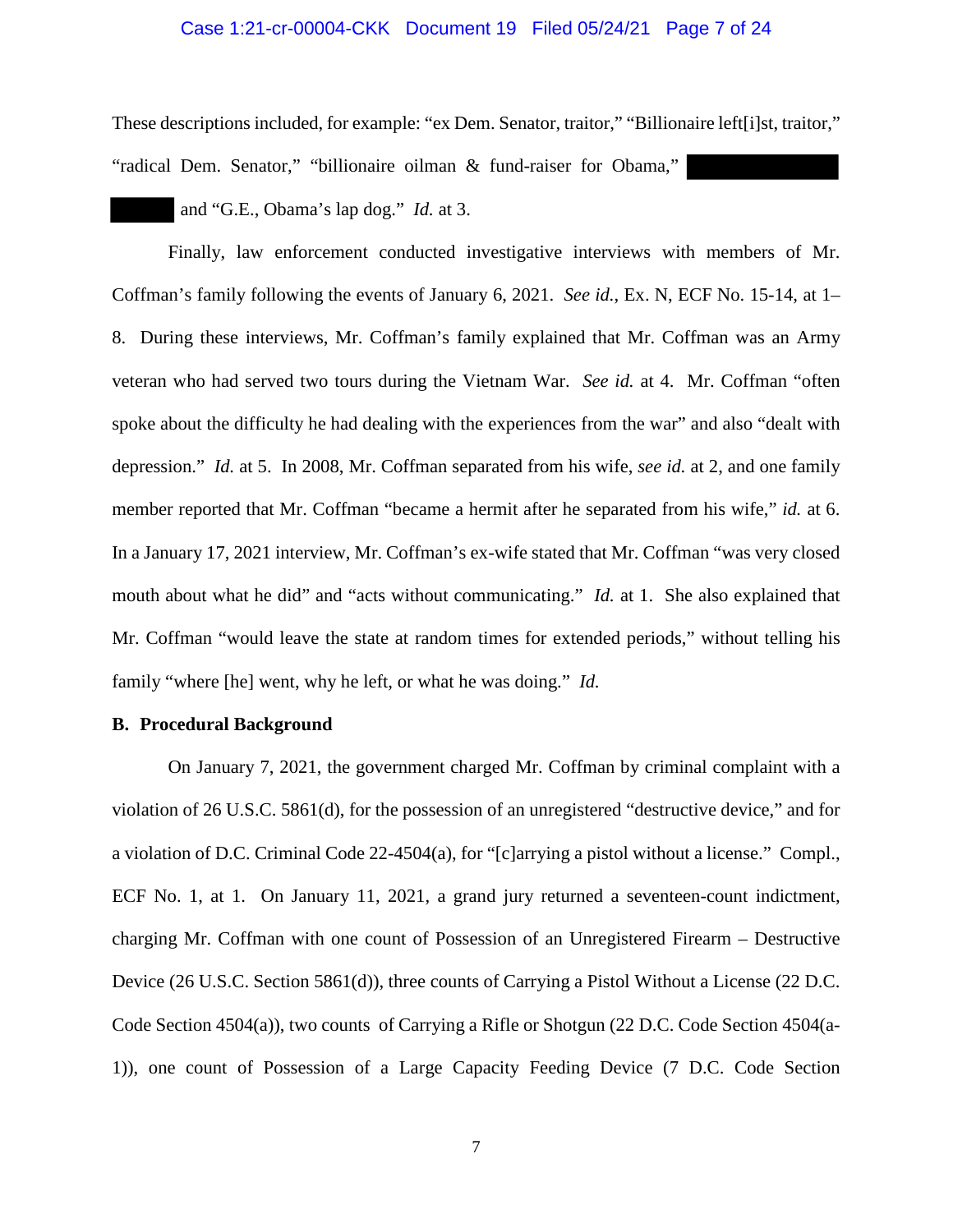These descriptions included, for example: "ex Dem. Senator, traitor," "Billionaire left[i]st, traitor," "radical Dem. Senator," "billionaire oilman & fund-raiser for Obama," ██████████ ██████ and "G.E., Obama's lap dog." *Id.* at 3.

Finally, law enforcement conducted investigative interviews with members of Mr. Coffman's family following the events of January 6, 2021. *See id.*, Ex. N, ECF No. 15-14, at 1–8. During these interviews, Mr. Coffman's family explained that Mr. Coffman was an Army veteran who had served two tours during the Vietnam War. *See id.* at 4. Mr. Coffman "often spoke about the difficulty he had dealing with the experiences from the war" and also "dealt with depression." *Id.* at 5. In 2008, Mr. Coffman separated from his wife, *see id.* at 2, and one family member reported that Mr. Coffman "became a hermit after he separated from his wife," *id.* at 6. In a January 17, 2021 interview, Mr. Coffman's ex-wife stated that Mr. Coffman "was very closed mouth about what he did" and "acts without communicating." *Id.* at 1. She also explained that Mr. Coffman "would leave the state at random times for extended periods," without telling his family "where [he] went, why he left, or what he was doing." *Id.*

**B. Procedural Background**

On January 7, 2021, the government charged Mr. Coffman by criminal complaint with a violation of 26 U.S.C. 5861(d), for the possession of an unregistered "destructive device," and for a violation of D.C. Criminal Code 22-4504(a), for "[c]arrying a pistol without a license." Compl., ECF No. 1, at 1. On January 11, 2021, a grand jury returned a seventeen-count indictment, charging Mr. Coffman with one count of Possession of an Unregistered Firearm – Destructive Device (26 U.S.C. Section 5861(d)), three counts of Carrying a Pistol Without a License (22 D.C. Code Section 4504(a)), two counts of Carrying a Rifle or Shotgun (22 D.C. Code Section 4504(a-1)), one count of Possession of a Large Capacity Feeding Device (7 D.C. Code Section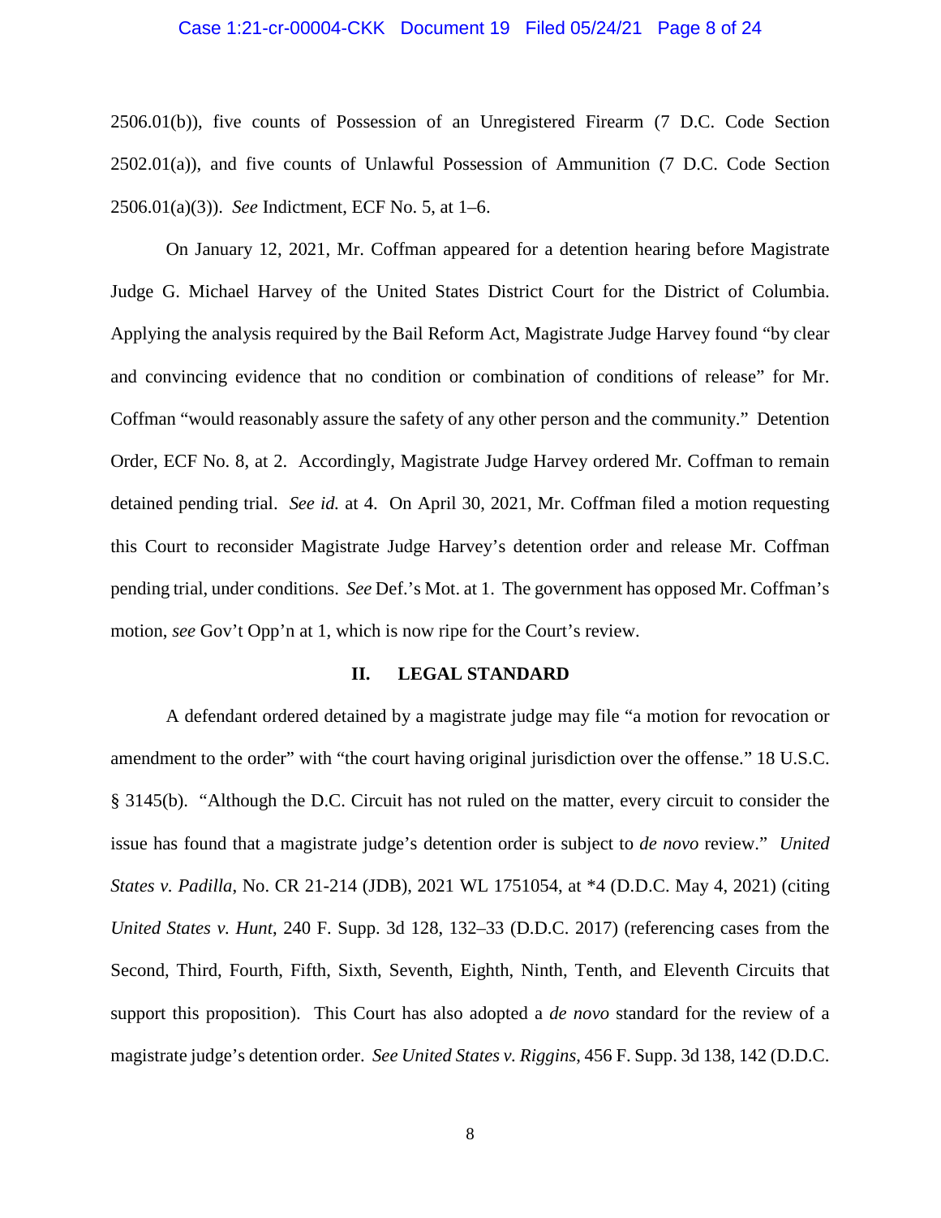2506.01(b)), five counts of Possession of an Unregistered Firearm (7 D.C. Code Section 2502.01(a)), and five counts of Unlawful Possession of Ammunition (7 D.C. Code Section 2506.01(a)(3)). *See* Indictment, ECF No. 5, at 1–6.

On January 12, 2021, Mr. Coffman appeared for a detention hearing before Magistrate Judge G. Michael Harvey of the United States District Court for the District of Columbia. Applying the analysis required by the Bail Reform Act, Magistrate Judge Harvey found "by clear and convincing evidence that no condition or combination of conditions of release" for Mr. Coffman "would reasonably assure the safety of any other person and the community." Detention Order, ECF No. 8, at 2. Accordingly, Magistrate Judge Harvey ordered Mr. Coffman to remain detained pending trial. *See id.* at 4. On April 30, 2021, Mr. Coffman filed a motion requesting this Court to reconsider Magistrate Judge Harvey's detention order and release Mr. Coffman pending trial, under conditions. *See* Def.'s Mot. at 1. The government has opposed Mr. Coffman's motion, *see* Gov't Opp'n at 1, which is now ripe for the Court's review.

## II. LEGAL STANDARD

A defendant ordered detained by a magistrate judge may file "a motion for revocation or amendment to the order" with "the court having original jurisdiction over the offense." 18 U.S.C. § 3145(b). "Although the D.C. Circuit has not ruled on the matter, every circuit to consider the issue has found that a magistrate judge's detention order is subject to *de novo* review." *United States v. Padilla*, No. CR 21-214 (JDB), 2021 WL 1751054, at *4 (D.D.C. May 4, 2021) (citing *United States v. Hunt*, 240 F. Supp. 3d 128, 132–33 (D.D.C. 2017) (referencing cases from the Second, Third, Fourth, Fifth, Sixth, Seventh, Eighth, Ninth, Tenth, and Eleventh Circuits that support this proposition). This Court has also adopted a *de novo* standard for the review of a magistrate judge's detention order. *See United States v. Riggins*, 456 F. Supp. 3d 138, 142 (D.D.C.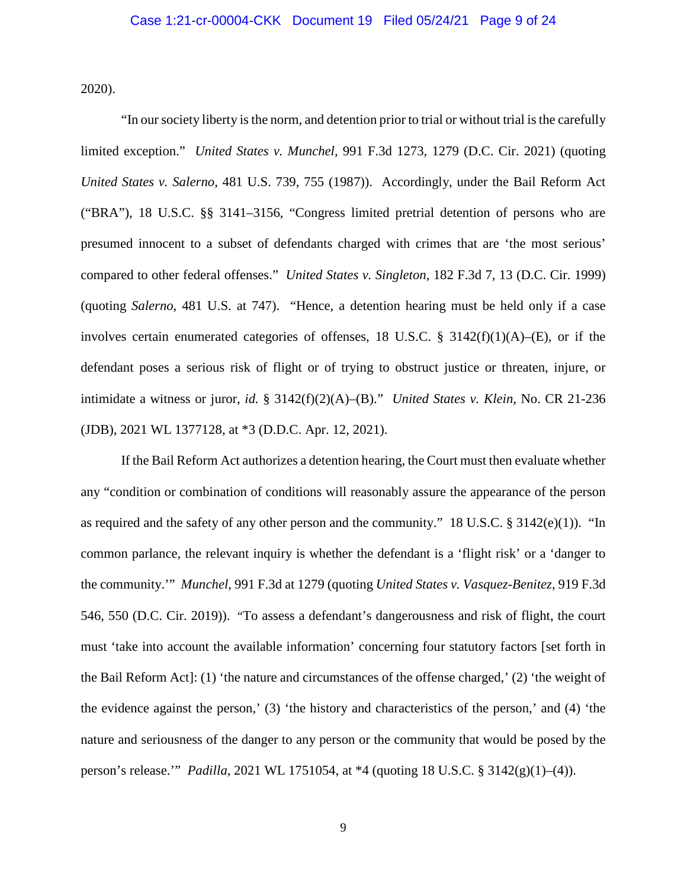2020).

"In our society liberty is the norm, and detention prior to trial or without trial is the carefully limited exception." *United States v. Munchel*, 991 F.3d 1273, 1279 (D.C. Cir. 2021) (quoting *United States v. Salerno*, 481 U.S. 739, 755 (1987)). Accordingly, under the Bail Reform Act ("BRA"), 18 U.S.C. §§ 3141–3156, "Congress limited pretrial detention of persons who are presumed innocent to a subset of defendants charged with crimes that are 'the most serious' compared to other federal offenses." *United States v. Singleton*, 182 F.3d 7, 13 (D.C. Cir. 1999) (quoting *Salerno*, 481 U.S. at 747). "Hence, a detention hearing must be held only if a case involves certain enumerated categories of offenses, 18 U.S.C. § 3142(f)(1)(A)–(E), or if the defendant poses a serious risk of flight or of trying to obstruct justice or threaten, injure, or intimidate a witness or juror, *id.* § 3142(f)(2)(A)–(B)." *United States v. Klein*, No. CR 21-236 (JDB), 2021 WL 1377128, at *3 (D.D.C. Apr. 12, 2021).

If the Bail Reform Act authorizes a detention hearing, the Court must then evaluate whether any "condition or combination of conditions will reasonably assure the appearance of the person as required and the safety of any other person and the community." 18 U.S.C. § 3142(e)(1)). "In common parlance, the relevant inquiry is whether the defendant is a 'flight risk' or a 'danger to the community.'" *Munchel*, 991 F.3d at 1279 (quoting *United States v. Vasquez-Benitez*, 919 F.3d 546, 550 (D.C. Cir. 2019)). "To assess a defendant's dangerousness and risk of flight, the court must 'take into account the available information' concerning four statutory factors [set forth in the Bail Reform Act]: (1) 'the nature and circumstances of the offense charged,' (2) 'the weight of the evidence against the person,' (3) 'the history and characteristics of the person,' and (4) 'the nature and seriousness of the danger to any person or the community that would be posed by the person's release.'" *Padilla*, 2021 WL 1751054, at *4 (quoting 18 U.S.C. § 3142(g)(1)–(4)).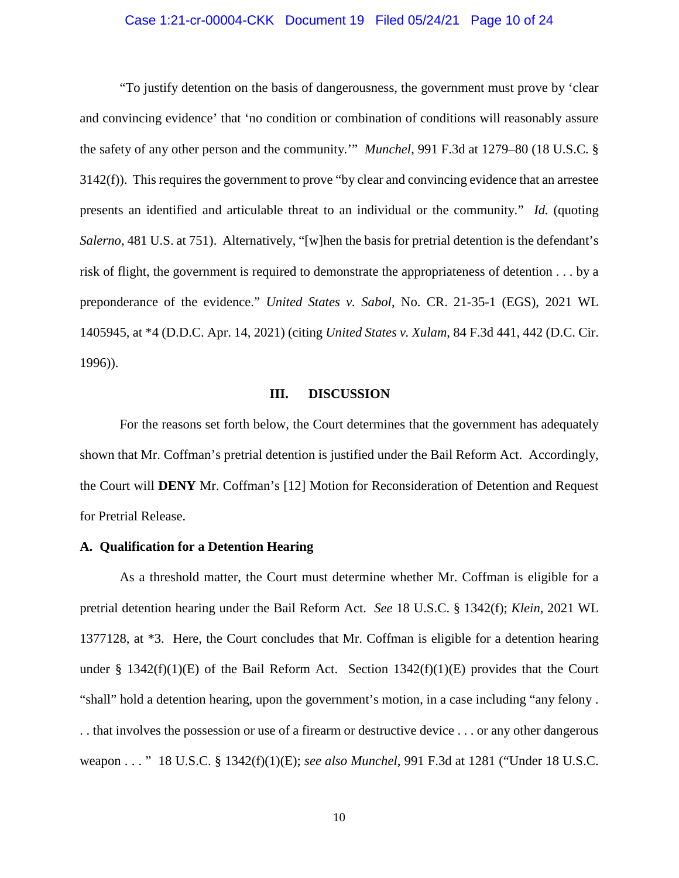"To justify detention on the basis of dangerousness, the government must prove by 'clear and convincing evidence' that 'no condition or combination of conditions will reasonably assure the safety of any other person and the community.'" *Munchel*, 991 F.3d at 1279–80 (18 U.S.C. § 3142(f)). This requires the government to prove "by clear and convincing evidence that an arrestee presents an identified and articulable threat to an individual or the community." *Id.* (quoting *Salerno*, 481 U.S. at 751). Alternatively, "[w]hen the basis for pretrial detention is the defendant's risk of flight, the government is required to demonstrate the appropriateness of detention . . . by a preponderance of the evidence." *United States v. Sabol*, No. CR. 21-35-1 (EGS), 2021 WL 1405945, at *4 (D.D.C. Apr. 14, 2021) (citing *United States v. Xulam*, 84 F.3d 441, 442 (D.C. Cir. 1996)).

## III. DISCUSSION

For the reasons set forth below, the Court determines that the government has adequately shown that Mr. Coffman's pretrial detention is justified under the Bail Reform Act. Accordingly, the Court will **DENY** Mr. Coffman's [12] Motion for Reconsideration of Detention and Request for Pretrial Release.

### A. Qualification for a Detention Hearing

As a threshold matter, the Court must determine whether Mr. Coffman is eligible for a pretrial detention hearing under the Bail Reform Act. *See* 18 U.S.C. § 1342(f); *Klein*, 2021 WL 1377128, at *3. Here, the Court concludes that Mr. Coffman is eligible for a detention hearing under § 1342(f)(1)(E) of the Bail Reform Act. Section 1342(f)(1)(E) provides that the Court "shall" hold a detention hearing, upon the government's motion, in a case including "any felony . . . that involves the possession or use of a firearm or destructive device . . . or any other dangerous weapon . . . " 18 U.S.C. § 1342(f)(1)(E); *see also Munchel*, 991 F.3d at 1281 ("Under 18 U.S.C.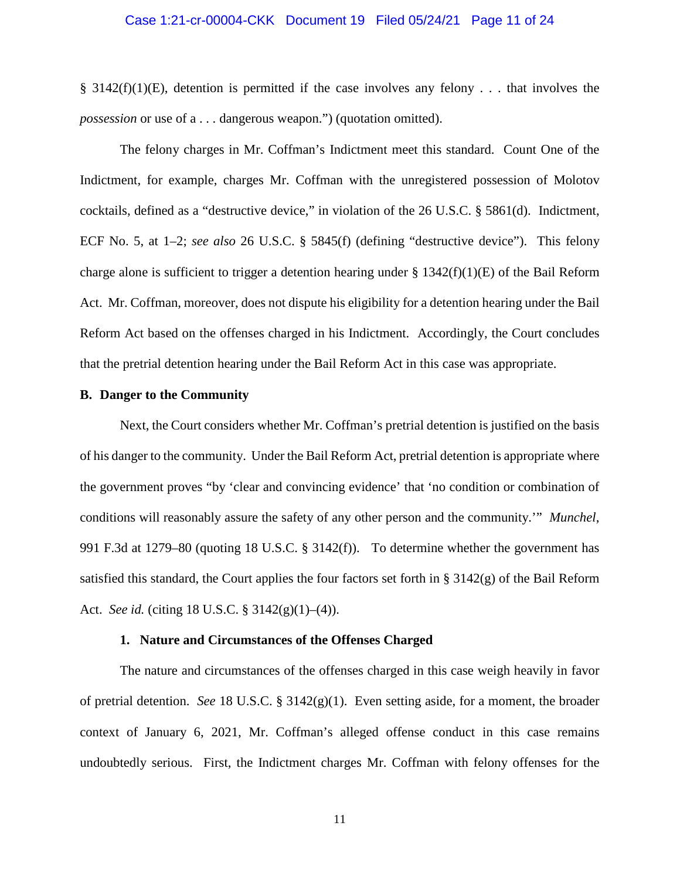§ 3142(f)(1)(E), detention is permitted if the case involves any felony . . . that involves the *possession* or use of a . . . dangerous weapon.") (quotation omitted).

The felony charges in Mr. Coffman's Indictment meet this standard. Count One of the Indictment, for example, charges Mr. Coffman with the unregistered possession of Molotov cocktails, defined as a "destructive device," in violation of the 26 U.S.C. § 5861(d). Indictment, ECF No. 5, at 1–2; *see also* 26 U.S.C. § 5845(f) (defining "destructive device"). This felony charge alone is sufficient to trigger a detention hearing under § 1342(f)(1)(E) of the Bail Reform Act. Mr. Coffman, moreover, does not dispute his eligibility for a detention hearing under the Bail Reform Act based on the offenses charged in his Indictment. Accordingly, the Court concludes that the pretrial detention hearing under the Bail Reform Act in this case was appropriate.

**B. Danger to the Community**

Next, the Court considers whether Mr. Coffman's pretrial detention is justified on the basis of his danger to the community. Under the Bail Reform Act, pretrial detention is appropriate where the government proves "by 'clear and convincing evidence' that 'no condition or combination of conditions will reasonably assure the safety of any other person and the community.'" *Munchel*, 991 F.3d at 1279–80 (quoting 18 U.S.C. § 3142(f)). To determine whether the government has satisfied this standard, the Court applies the four factors set forth in § 3142(g) of the Bail Reform Act. *See id.* (citing 18 U.S.C. § 3142(g)(1)–(4)).

**1. Nature and Circumstances of the Offenses Charged**

The nature and circumstances of the offenses charged in this case weigh heavily in favor of pretrial detention. *See* 18 U.S.C. § 3142(g)(1). Even setting aside, for a moment, the broader context of January 6, 2021, Mr. Coffman's alleged offense conduct in this case remains undoubtedly serious. First, the Indictment charges Mr. Coffman with felony offenses for the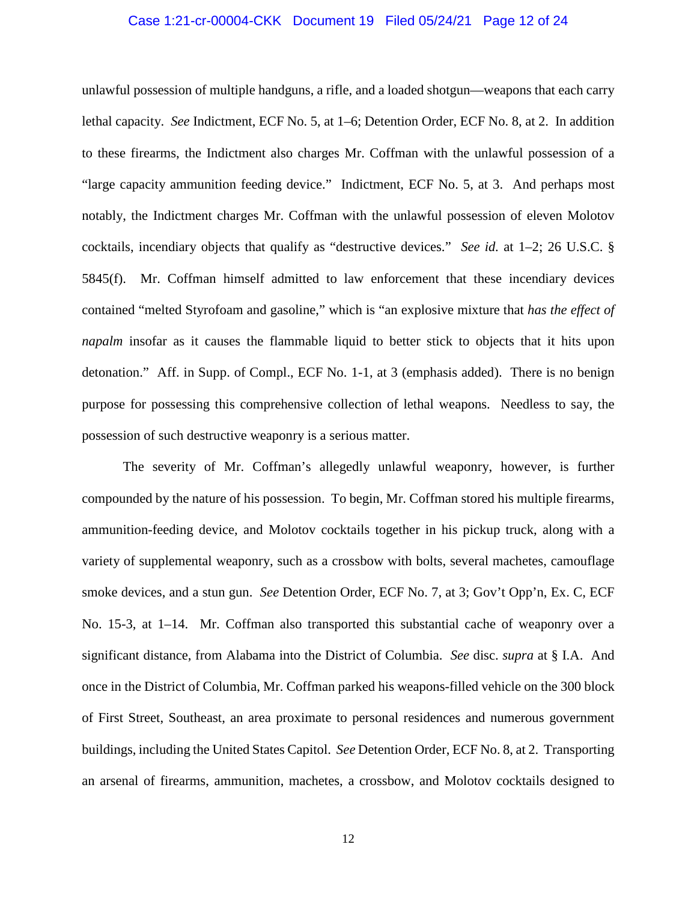unlawful possession of multiple handguns, a rifle, and a loaded shotgun—weapons that each carry lethal capacity. *See* Indictment, ECF No. 5, at 1–6; Detention Order, ECF No. 8, at 2. In addition to these firearms, the Indictment also charges Mr. Coffman with the unlawful possession of a "large capacity ammunition feeding device." Indictment, ECF No. 5, at 3. And perhaps most notably, the Indictment charges Mr. Coffman with the unlawful possession of eleven Molotov cocktails, incendiary objects that qualify as "destructive devices." *See id.* at 1–2; 26 U.S.C. § 5845(f). Mr. Coffman himself admitted to law enforcement that these incendiary devices contained "melted Styrofoam and gasoline," which is "an explosive mixture that *has the effect of napalm* insofar as it causes the flammable liquid to better stick to objects that it hits upon detonation." Aff. in Supp. of Compl., ECF No. 1-1, at 3 (emphasis added). There is no benign purpose for possessing this comprehensive collection of lethal weapons. Needless to say, the possession of such destructive weaponry is a serious matter.

The severity of Mr. Coffman's allegedly unlawful weaponry, however, is further compounded by the nature of his possession. To begin, Mr. Coffman stored his multiple firearms, ammunition-feeding device, and Molotov cocktails together in his pickup truck, along with a variety of supplemental weaponry, such as a crossbow with bolts, several machetes, camouflage smoke devices, and a stun gun. *See* Detention Order, ECF No. 7, at 3; Gov't Opp'n, Ex. C, ECF No. 15-3, at 1–14. Mr. Coffman also transported this substantial cache of weaponry over a significant distance, from Alabama into the District of Columbia. *See* disc. *supra* at § I.A. And once in the District of Columbia, Mr. Coffman parked his weapons-filled vehicle on the 300 block of First Street, Southeast, an area proximate to personal residences and numerous government buildings, including the United States Capitol. *See* Detention Order, ECF No. 8, at 2. Transporting an arsenal of firearms, ammunition, machetes, a crossbow, and Molotov cocktails designed to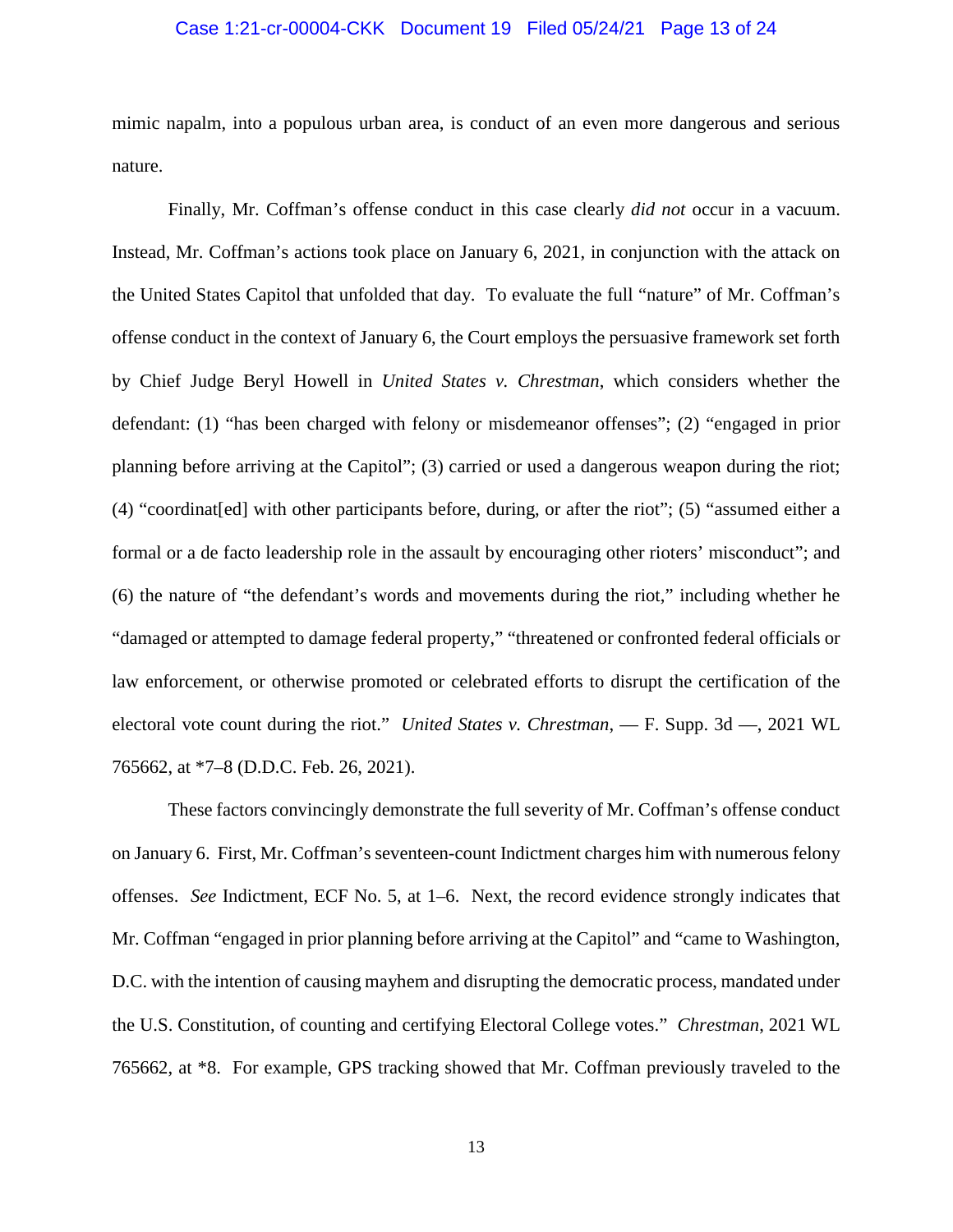mimic napalm, into a populous urban area, is conduct of an even more dangerous and serious nature.

Finally, Mr. Coffman's offense conduct in this case clearly *did not* occur in a vacuum. Instead, Mr. Coffman's actions took place on January 6, 2021, in conjunction with the attack on the United States Capitol that unfolded that day. To evaluate the full "nature" of Mr. Coffman's offense conduct in the context of January 6, the Court employs the persuasive framework set forth by Chief Judge Beryl Howell in *United States v. Chrestman*, which considers whether the defendant: (1) "has been charged with felony or misdemeanor offenses"; (2) "engaged in prior planning before arriving at the Capitol"; (3) carried or used a dangerous weapon during the riot; (4) "coordinat[ed] with other participants before, during, or after the riot"; (5) "assumed either a formal or a de facto leadership role in the assault by encouraging other rioters' misconduct"; and (6) the nature of "the defendant's words and movements during the riot," including whether he "damaged or attempted to damage federal property," "threatened or confronted federal officials or law enforcement, or otherwise promoted or celebrated efforts to disrupt the certification of the electoral vote count during the riot." *United States v. Chrestman*, — F. Supp. 3d —, 2021 WL 765662, at *7–8 (D.D.C. Feb. 26, 2021).

These factors convincingly demonstrate the full severity of Mr. Coffman's offense conduct on January 6. First, Mr. Coffman's seventeen-count Indictment charges him with numerous felony offenses. *See* Indictment, ECF No. 5, at 1–6. Next, the record evidence strongly indicates that Mr. Coffman "engaged in prior planning before arriving at the Capitol" and "came to Washington, D.C. with the intention of causing mayhem and disrupting the democratic process, mandated under the U.S. Constitution, of counting and certifying Electoral College votes." *Chrestman*, 2021 WL 765662, at *8. For example, GPS tracking showed that Mr. Coffman previously traveled to the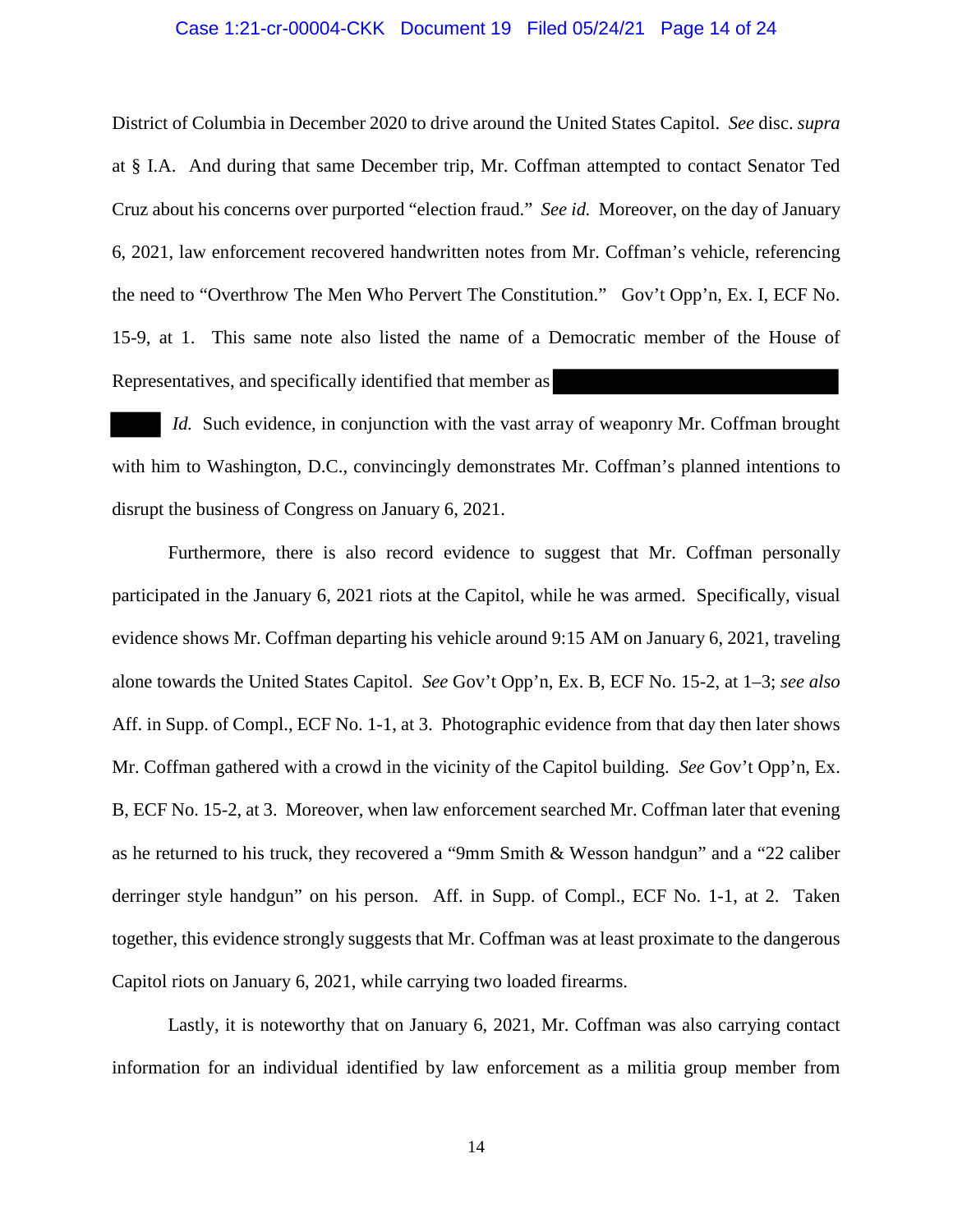District of Columbia in December 2020 to drive around the United States Capitol. *See* disc. *supra* at § I.A. And during that same December trip, Mr. Coffman attempted to contact Senator Ted Cruz about his concerns over purported "election fraud." *See id.* Moreover, on the day of January 6, 2021, law enforcement recovered handwritten notes from Mr. Coffman's vehicle, referencing the need to "Overthrow The Men Who Pervert The Constitution." Gov't Opp'n, Ex. I, ECF No. 15-9, at 1. This same note also listed the name of a Democratic member of the House of Representatives, and specifically identified that member as ██████████████████ ████ *Id.* Such evidence, in conjunction with the vast array of weaponry Mr. Coffman brought with him to Washington, D.C., convincingly demonstrates Mr. Coffman's planned intentions to disrupt the business of Congress on January 6, 2021.

Furthermore, there is also record evidence to suggest that Mr. Coffman personally participated in the January 6, 2021 riots at the Capitol, while he was armed. Specifically, visual evidence shows Mr. Coffman departing his vehicle around 9:15 AM on January 6, 2021, traveling alone towards the United States Capitol. *See* Gov't Opp'n, Ex. B, ECF No. 15-2, at 1–3; *see also* Aff. in Supp. of Compl., ECF No. 1-1, at 3. Photographic evidence from that day then later shows Mr. Coffman gathered with a crowd in the vicinity of the Capitol building. *See* Gov't Opp'n, Ex. B, ECF No. 15-2, at 3. Moreover, when law enforcement searched Mr. Coffman later that evening as he returned to his truck, they recovered a "9mm Smith & Wesson handgun" and a "22 caliber derringer style handgun" on his person. Aff. in Supp. of Compl., ECF No. 1-1, at 2. Taken together, this evidence strongly suggests that Mr. Coffman was at least proximate to the dangerous Capitol riots on January 6, 2021, while carrying two loaded firearms.

Lastly, it is noteworthy that on January 6, 2021, Mr. Coffman was also carrying contact information for an individual identified by law enforcement as a militia group member from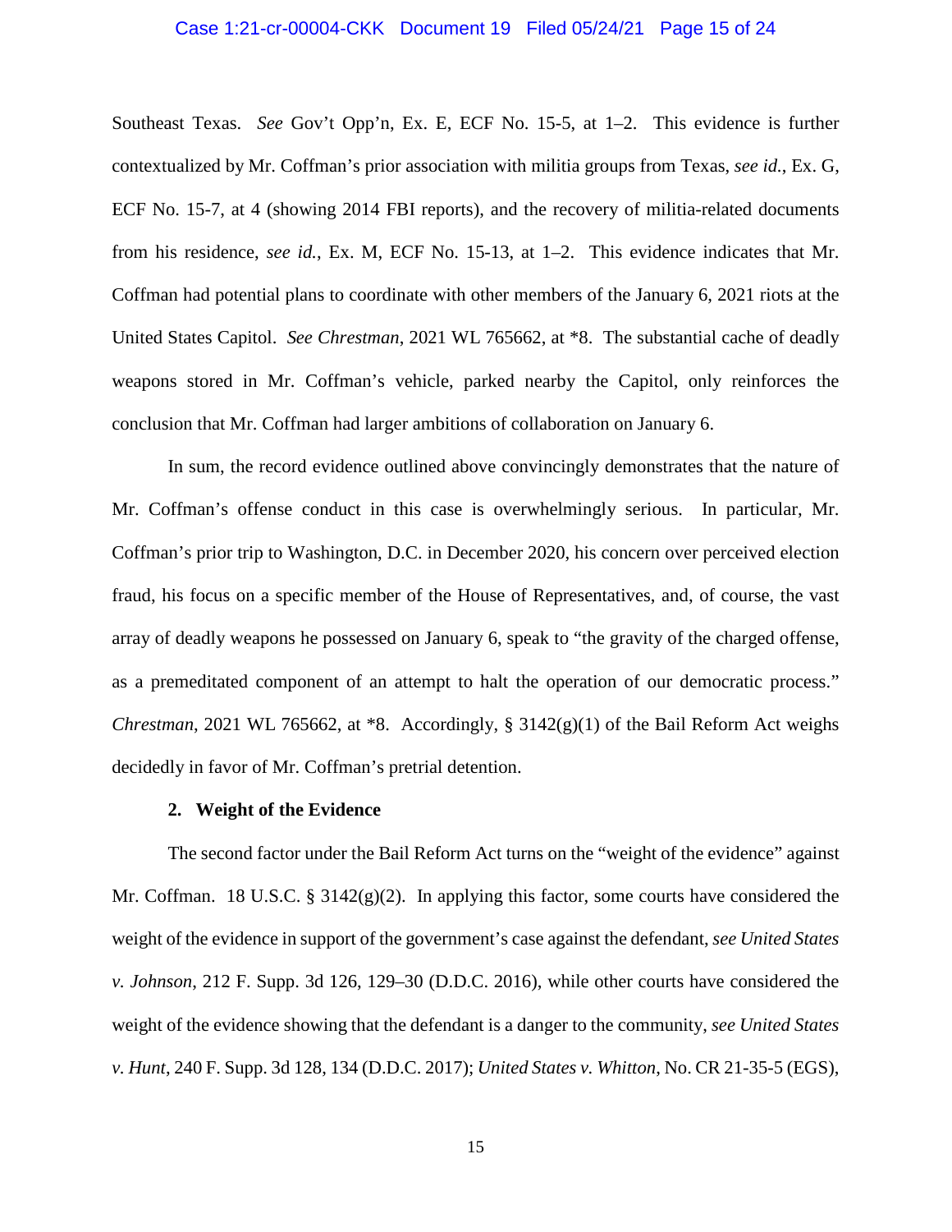Southeast Texas. *See* Gov't Opp'n, Ex. E, ECF No. 15-5, at 1–2. This evidence is further contextualized by Mr. Coffman's prior association with militia groups from Texas, *see id.*, Ex. G, ECF No. 15-7, at 4 (showing 2014 FBI reports), and the recovery of militia-related documents from his residence, *see id.*, Ex. M, ECF No. 15-13, at 1–2. This evidence indicates that Mr. Coffman had potential plans to coordinate with other members of the January 6, 2021 riots at the United States Capitol. *See Chrestman*, 2021 WL 765662, at *8. The substantial cache of deadly weapons stored in Mr. Coffman's vehicle, parked nearby the Capitol, only reinforces the conclusion that Mr. Coffman had larger ambitions of collaboration on January 6.

In sum, the record evidence outlined above convincingly demonstrates that the nature of Mr. Coffman's offense conduct in this case is overwhelmingly serious. In particular, Mr. Coffman's prior trip to Washington, D.C. in December 2020, his concern over perceived election fraud, his focus on a specific member of the House of Representatives, and, of course, the vast array of deadly weapons he possessed on January 6, speak to "the gravity of the charged offense, as a premeditated component of an attempt to halt the operation of our democratic process." *Chrestman*, 2021 WL 765662, at *8. Accordingly, § 3142(g)(1) of the Bail Reform Act weighs decidedly in favor of Mr. Coffman's pretrial detention.

**2. Weight of the Evidence**

The second factor under the Bail Reform Act turns on the "weight of the evidence" against Mr. Coffman. 18 U.S.C. § 3142(g)(2). In applying this factor, some courts have considered the weight of the evidence in support of the government's case against the defendant, *see United States v. Johnson*, 212 F. Supp. 3d 126, 129–30 (D.D.C. 2016), while other courts have considered the weight of the evidence showing that the defendant is a danger to the community, *see United States v. Hunt*, 240 F. Supp. 3d 128, 134 (D.D.C. 2017); *United States v. Whitton*, No. CR 21-35-5 (EGS),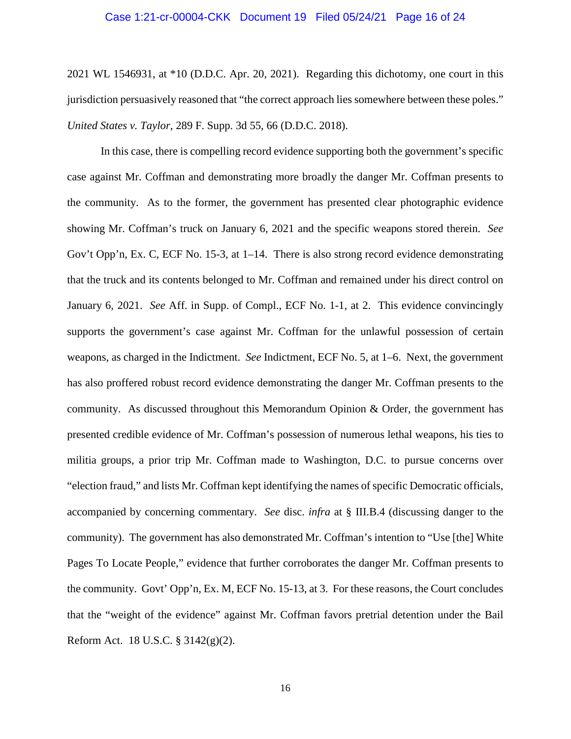2021 WL 1546931, at *10 (D.D.C. Apr. 20, 2021). Regarding this dichotomy, one court in this jurisdiction persuasively reasoned that "the correct approach lies somewhere between these poles." *United States v. Taylor*, 289 F. Supp. 3d 55, 66 (D.D.C. 2018).

In this case, there is compelling record evidence supporting both the government's specific case against Mr. Coffman and demonstrating more broadly the danger Mr. Coffman presents to the community. As to the former, the government has presented clear photographic evidence showing Mr. Coffman's truck on January 6, 2021 and the specific weapons stored therein. *See* Gov't Opp'n, Ex. C, ECF No. 15-3, at 1–14. There is also strong record evidence demonstrating that the truck and its contents belonged to Mr. Coffman and remained under his direct control on January 6, 2021. *See* Aff. in Supp. of Compl., ECF No. 1-1, at 2. This evidence convincingly supports the government's case against Mr. Coffman for the unlawful possession of certain weapons, as charged in the Indictment. *See* Indictment, ECF No. 5, at 1–6. Next, the government has also proffered robust record evidence demonstrating the danger Mr. Coffman presents to the community. As discussed throughout this Memorandum Opinion & Order, the government has presented credible evidence of Mr. Coffman's possession of numerous lethal weapons, his ties to militia groups, a prior trip Mr. Coffman made to Washington, D.C. to pursue concerns over "election fraud," and lists Mr. Coffman kept identifying the names of specific Democratic officials, accompanied by concerning commentary. *See* disc. *infra* at § III.B.4 (discussing danger to the community). The government has also demonstrated Mr. Coffman's intention to "Use [the] White Pages To Locate People," evidence that further corroborates the danger Mr. Coffman presents to the community. Govt' Opp'n, Ex. M, ECF No. 15-13, at 3. For these reasons, the Court concludes that the "weight of the evidence" against Mr. Coffman favors pretrial detention under the Bail Reform Act. 18 U.S.C. § 3142(g)(2).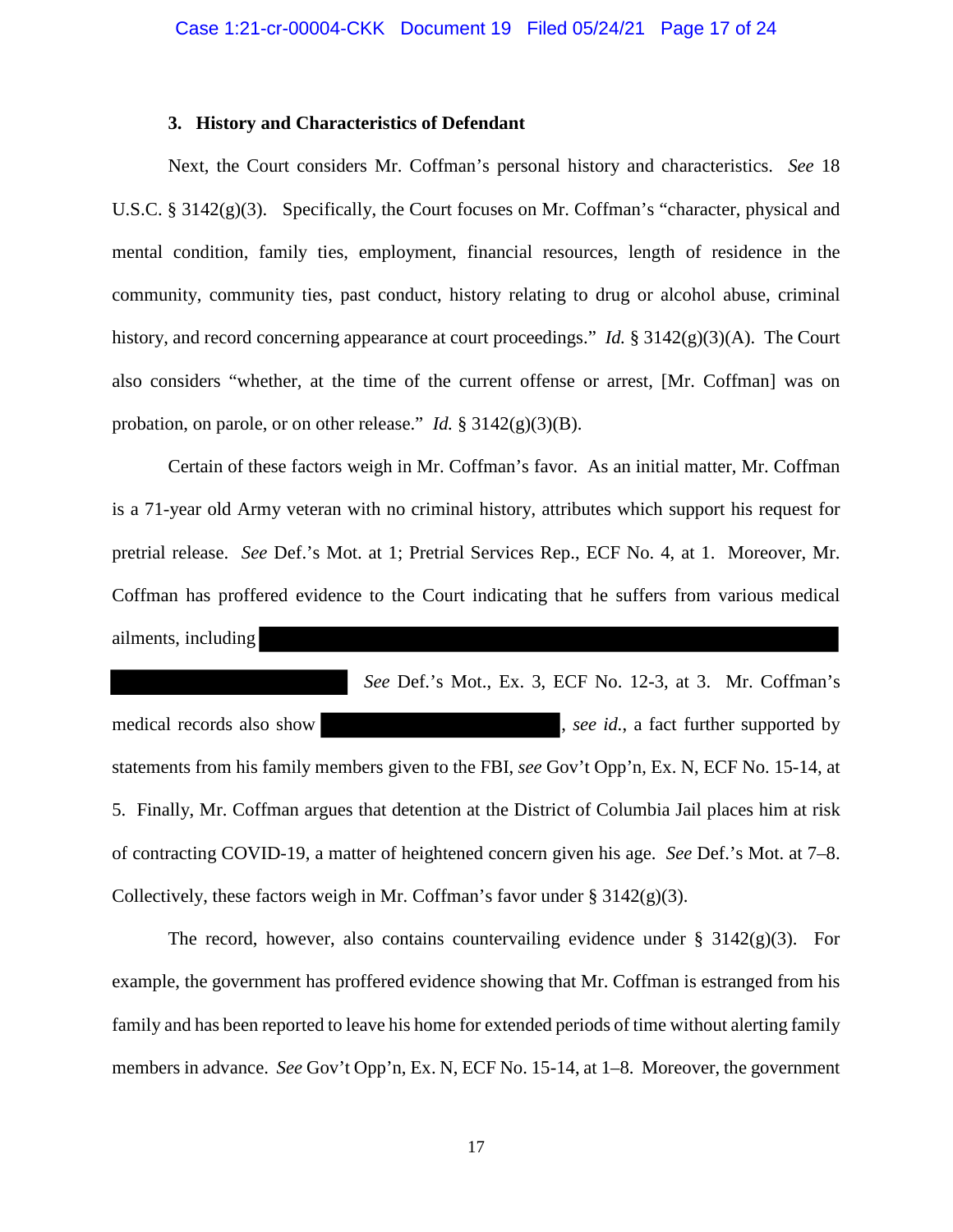### 3. History and Characteristics of Defendant

Next, the Court considers Mr. Coffman's personal history and characteristics. *See* 18 U.S.C. § 3142(g)(3). Specifically, the Court focuses on Mr. Coffman's "character, physical and mental condition, family ties, employment, financial resources, length of residence in the community, community ties, past conduct, history relating to drug or alcohol abuse, criminal history, and record concerning appearance at court proceedings." *Id.* § 3142(g)(3)(A). The Court also considers "whether, at the time of the current offense or arrest, [Mr. Coffman] was on probation, on parole, or on other release." *Id.* § 3142(g)(3)(B).

Certain of these factors weigh in Mr. Coffman's favor. As an initial matter, Mr. Coffman is a 71-year old Army veteran with no criminal history, attributes which support his request for pretrial release. *See* Def.'s Mot. at 1; Pretrial Services Rep., ECF No. 4, at 1. Moreover, Mr. Coffman has proffered evidence to the Court indicating that he suffers from various medical ailments, including [REDACTED] *See* Def.'s Mot., Ex. 3, ECF No. 12-3, at 3. Mr. Coffman's medical records also show [REDACTED], *see id.*, a fact further supported by statements from his family members given to the FBI, *see* Gov't Opp'n, Ex. N, ECF No. 15-14, at 5. Finally, Mr. Coffman argues that detention at the District of Columbia Jail places him at risk of contracting COVID-19, a matter of heightened concern given his age. *See* Def.'s Mot. at 7–8. Collectively, these factors weigh in Mr. Coffman's favor under § 3142(g)(3).

The record, however, also contains countervailing evidence under § 3142(g)(3). For example, the government has proffered evidence showing that Mr. Coffman is estranged from his family and has been reported to leave his home for extended periods of time without alerting family members in advance. *See* Gov't Opp'n, Ex. N, ECF No. 15-14, at 1–8. Moreover, the government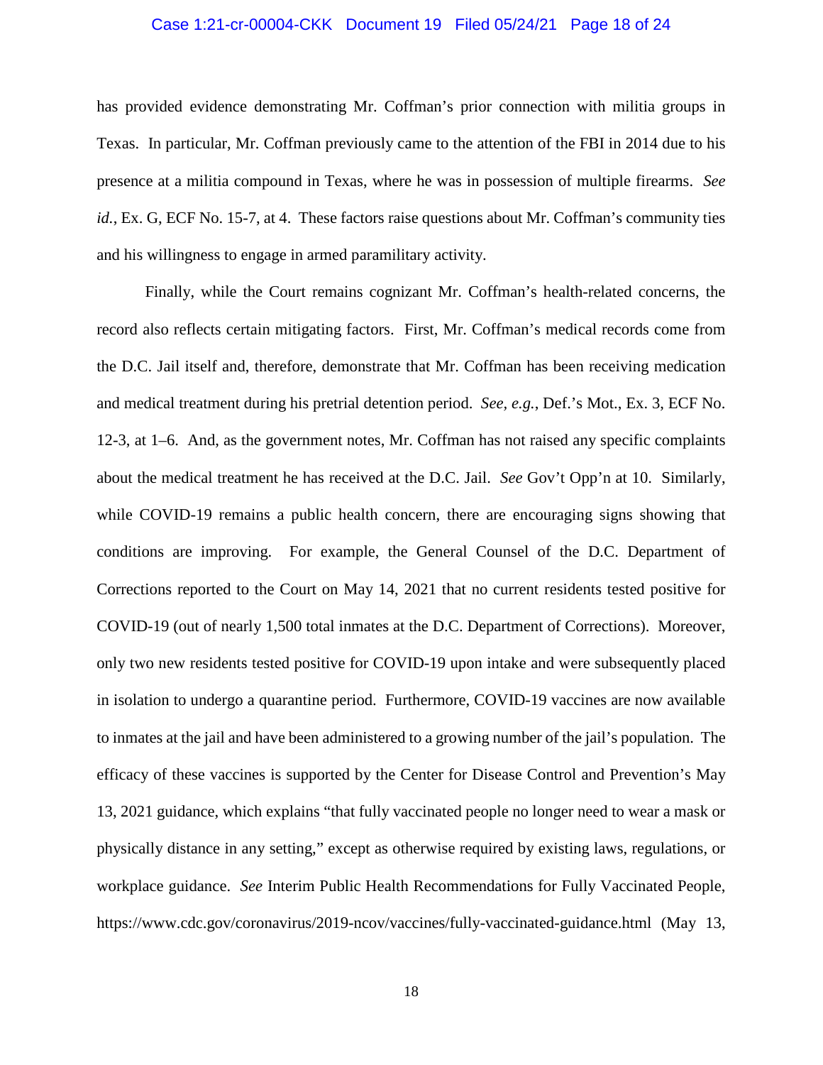has provided evidence demonstrating Mr. Coffman's prior connection with militia groups in Texas. In particular, Mr. Coffman previously came to the attention of the FBI in 2014 due to his presence at a militia compound in Texas, where he was in possession of multiple firearms. *See id.*, Ex. G, ECF No. 15-7, at 4. These factors raise questions about Mr. Coffman's community ties and his willingness to engage in armed paramilitary activity.

Finally, while the Court remains cognizant Mr. Coffman's health-related concerns, the record also reflects certain mitigating factors. First, Mr. Coffman's medical records come from the D.C. Jail itself and, therefore, demonstrate that Mr. Coffman has been receiving medication and medical treatment during his pretrial detention period. *See, e.g.*, Def.'s Mot., Ex. 3, ECF No. 12-3, at 1–6. And, as the government notes, Mr. Coffman has not raised any specific complaints about the medical treatment he has received at the D.C. Jail. *See* Gov't Opp'n at 10. Similarly, while COVID-19 remains a public health concern, there are encouraging signs showing that conditions are improving. For example, the General Counsel of the D.C. Department of Corrections reported to the Court on May 14, 2021 that no current residents tested positive for COVID-19 (out of nearly 1,500 total inmates at the D.C. Department of Corrections). Moreover, only two new residents tested positive for COVID-19 upon intake and were subsequently placed in isolation to undergo a quarantine period. Furthermore, COVID-19 vaccines are now available to inmates at the jail and have been administered to a growing number of the jail's population. The efficacy of these vaccines is supported by the Center for Disease Control and Prevention's May 13, 2021 guidance, which explains "that fully vaccinated people no longer need to wear a mask or physically distance in any setting," except as otherwise required by existing laws, regulations, or workplace guidance. *See* Interim Public Health Recommendations for Fully Vaccinated People, https://www.cdc.gov/coronavirus/2019-ncov/vaccines/fully-vaccinated-guidance.html (May 13,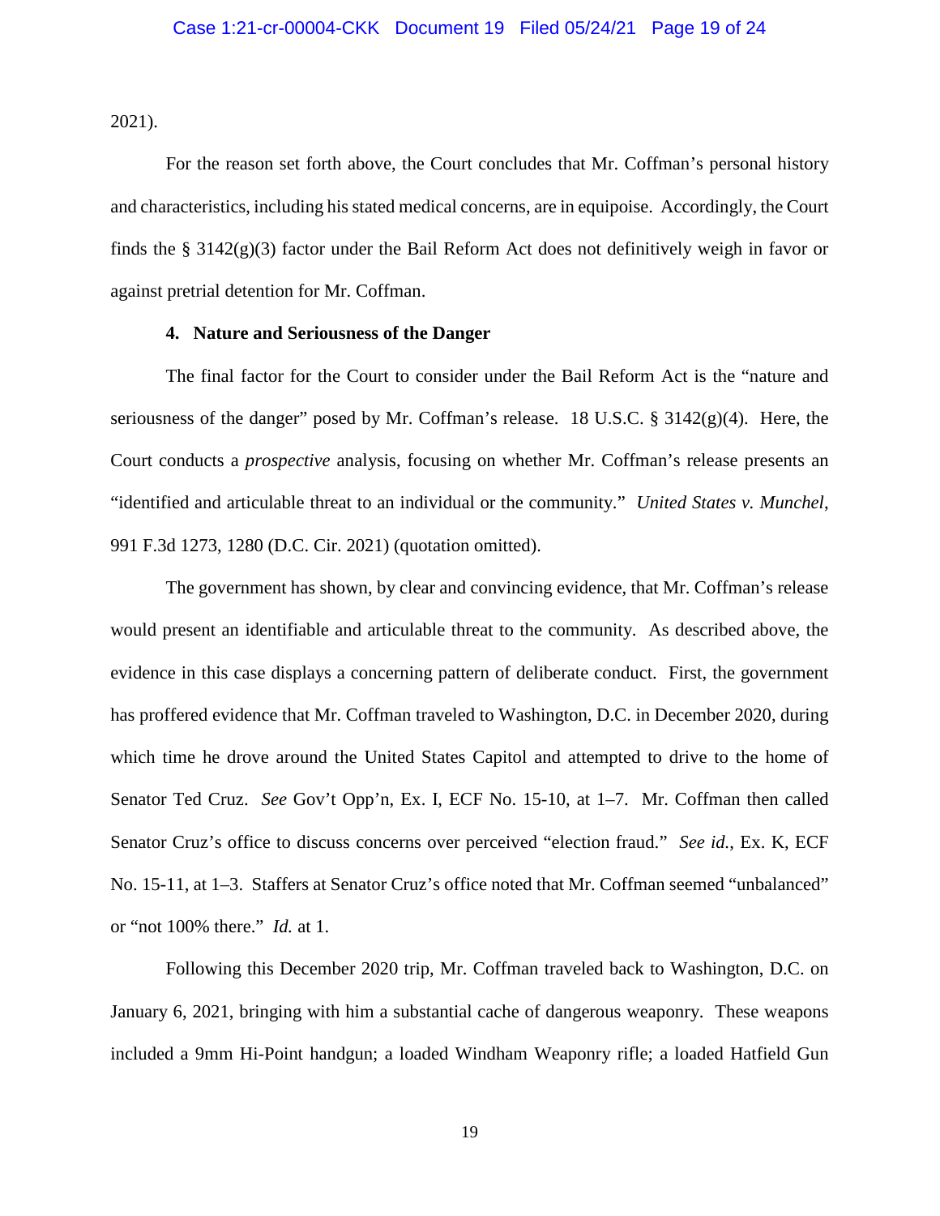2021).

For the reason set forth above, the Court concludes that Mr. Coffman's personal history and characteristics, including his stated medical concerns, are in equipoise. Accordingly, the Court finds the § 3142(g)(3) factor under the Bail Reform Act does not definitively weigh in favor or against pretrial detention for Mr. Coffman.

**4. Nature and Seriousness of the Danger**

The final factor for the Court to consider under the Bail Reform Act is the "nature and seriousness of the danger" posed by Mr. Coffman's release. 18 U.S.C. § 3142(g)(4). Here, the Court conducts a *prospective* analysis, focusing on whether Mr. Coffman's release presents an "identified and articulable threat to an individual or the community." *United States v. Munchel*, 991 F.3d 1273, 1280 (D.C. Cir. 2021) (quotation omitted).

The government has shown, by clear and convincing evidence, that Mr. Coffman's release would present an identifiable and articulable threat to the community. As described above, the evidence in this case displays a concerning pattern of deliberate conduct. First, the government has proffered evidence that Mr. Coffman traveled to Washington, D.C. in December 2020, during which time he drove around the United States Capitol and attempted to drive to the home of Senator Ted Cruz. *See* Gov't Opp'n, Ex. I, ECF No. 15-10, at 1–7. Mr. Coffman then called Senator Cruz's office to discuss concerns over perceived "election fraud." *See id.*, Ex. K, ECF No. 15-11, at 1–3. Staffers at Senator Cruz's office noted that Mr. Coffman seemed "unbalanced" or "not 100% there." *Id.* at 1.

Following this December 2020 trip, Mr. Coffman traveled back to Washington, D.C. on January 6, 2021, bringing with him a substantial cache of dangerous weaponry. These weapons included a 9mm Hi-Point handgun; a loaded Windham Weaponry rifle; a loaded Hatfield Gun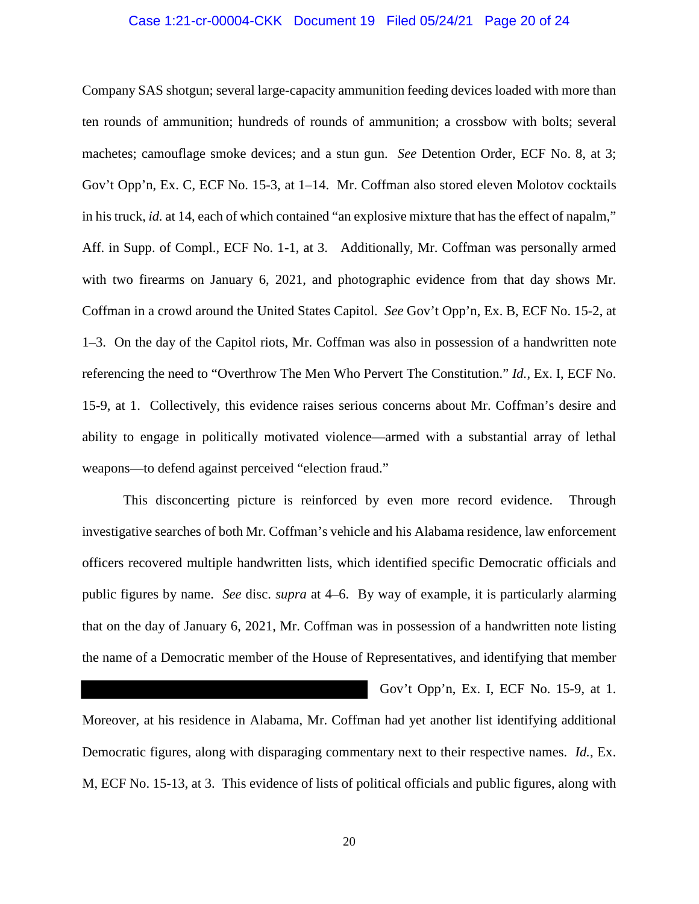Company SAS shotgun; several large-capacity ammunition feeding devices loaded with more than ten rounds of ammunition; hundreds of rounds of ammunition; a crossbow with bolts; several machetes; camouflage smoke devices; and a stun gun. *See* Detention Order, ECF No. 8, at 3; Gov't Opp'n, Ex. C, ECF No. 15-3, at 1–14. Mr. Coffman also stored eleven Molotov cocktails in his truck, *id.* at 14, each of which contained "an explosive mixture that has the effect of napalm," Aff. in Supp. of Compl., ECF No. 1-1, at 3. Additionally, Mr. Coffman was personally armed with two firearms on January 6, 2021, and photographic evidence from that day shows Mr. Coffman in a crowd around the United States Capitol. *See* Gov't Opp'n, Ex. B, ECF No. 15-2, at 1–3. On the day of the Capitol riots, Mr. Coffman was also in possession of a handwritten note referencing the need to "Overthrow The Men Who Pervert The Constitution." *Id.*, Ex. I, ECF No. 15-9, at 1. Collectively, this evidence raises serious concerns about Mr. Coffman's desire and ability to engage in politically motivated violence—armed with a substantial array of lethal weapons—to defend against perceived "election fraud."

This disconcerting picture is reinforced by even more record evidence. Through investigative searches of both Mr. Coffman's vehicle and his Alabama residence, law enforcement officers recovered multiple handwritten lists, which identified specific Democratic officials and public figures by name. *See* disc. *supra* at 4–6. By way of example, it is particularly alarming that on the day of January 6, 2021, Mr. Coffman was in possession of a handwritten note listing the name of a Democratic member of the House of Representatives, and identifying that member [REDACTED] Gov't Opp'n, Ex. I, ECF No. 15-9, at 1. Moreover, at his residence in Alabama, Mr. Coffman had yet another list identifying additional Democratic figures, along with disparaging commentary next to their respective names. *Id.*, Ex. M, ECF No. 15-13, at 3. This evidence of lists of political officials and public figures, along with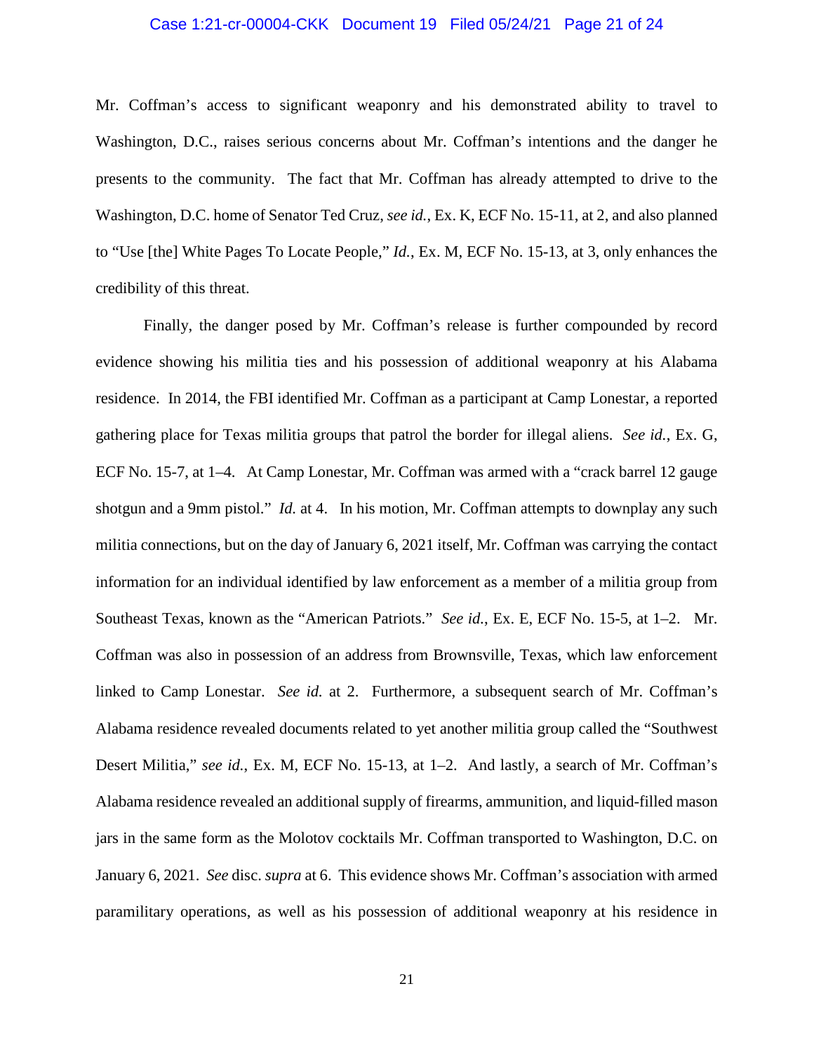Mr. Coffman's access to significant weaponry and his demonstrated ability to travel to Washington, D.C., raises serious concerns about Mr. Coffman's intentions and the danger he presents to the community. The fact that Mr. Coffman has already attempted to drive to the Washington, D.C. home of Senator Ted Cruz, *see id.*, Ex. K, ECF No. 15-11, at 2, and also planned to "Use [the] White Pages To Locate People," *Id.*, Ex. M, ECF No. 15-13, at 3, only enhances the credibility of this threat.

Finally, the danger posed by Mr. Coffman's release is further compounded by record evidence showing his militia ties and his possession of additional weaponry at his Alabama residence. In 2014, the FBI identified Mr. Coffman as a participant at Camp Lonestar, a reported gathering place for Texas militia groups that patrol the border for illegal aliens. *See id.*, Ex. G, ECF No. 15-7, at 1–4. At Camp Lonestar, Mr. Coffman was armed with a "crack barrel 12 gauge shotgun and a 9mm pistol." *Id.* at 4. In his motion, Mr. Coffman attempts to downplay any such militia connections, but on the day of January 6, 2021 itself, Mr. Coffman was carrying the contact information for an individual identified by law enforcement as a member of a militia group from Southeast Texas, known as the "American Patriots." *See id.*, Ex. E, ECF No. 15-5, at 1–2. Mr. Coffman was also in possession of an address from Brownsville, Texas, which law enforcement linked to Camp Lonestar. *See id.* at 2. Furthermore, a subsequent search of Mr. Coffman's Alabama residence revealed documents related to yet another militia group called the "Southwest Desert Militia," *see id.*, Ex. M, ECF No. 15-13, at 1–2. And lastly, a search of Mr. Coffman's Alabama residence revealed an additional supply of firearms, ammunition, and liquid-filled mason jars in the same form as the Molotov cocktails Mr. Coffman transported to Washington, D.C. on January 6, 2021. *See* disc. *supra* at 6. This evidence shows Mr. Coffman's association with armed paramilitary operations, as well as his possession of additional weaponry at his residence in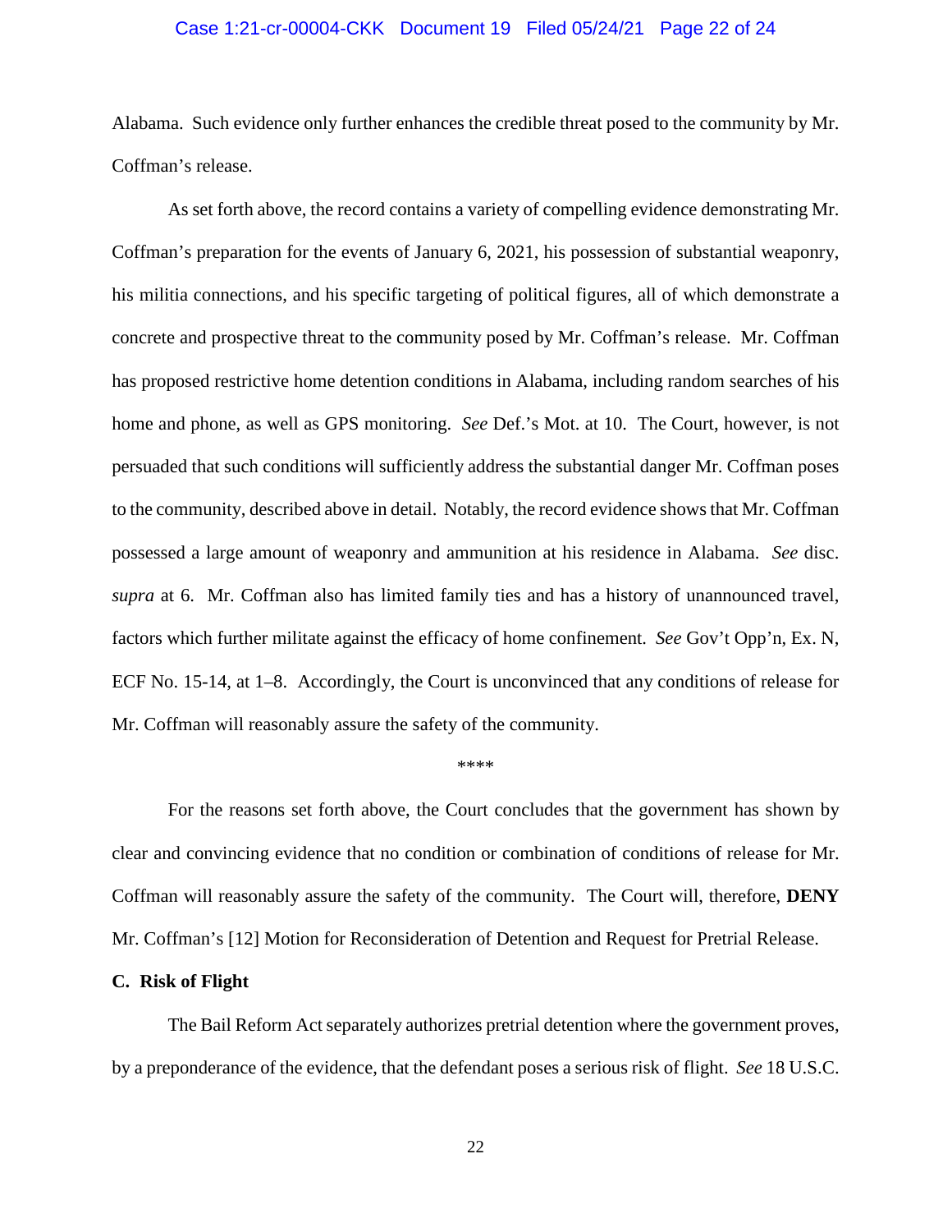Alabama. Such evidence only further enhances the credible threat posed to the community by Mr. Coffman's release.

As set forth above, the record contains a variety of compelling evidence demonstrating Mr. Coffman's preparation for the events of January 6, 2021, his possession of substantial weaponry, his militia connections, and his specific targeting of political figures, all of which demonstrate a concrete and prospective threat to the community posed by Mr. Coffman's release. Mr. Coffman has proposed restrictive home detention conditions in Alabama, including random searches of his home and phone, as well as GPS monitoring. *See* Def.'s Mot. at 10. The Court, however, is not persuaded that such conditions will sufficiently address the substantial danger Mr. Coffman poses to the community, described above in detail. Notably, the record evidence shows that Mr. Coffman possessed a large amount of weaponry and ammunition at his residence in Alabama. *See* disc. *supra* at 6. Mr. Coffman also has limited family ties and has a history of unannounced travel, factors which further militate against the efficacy of home confinement. *See* Gov't Opp'n, Ex. N, ECF No. 15-14, at 1–8. Accordingly, the Court is unconvinced that any conditions of release for Mr. Coffman will reasonably assure the safety of the community.

\*\*\*\*

For the reasons set forth above, the Court concludes that the government has shown by clear and convincing evidence that no condition or combination of conditions of release for Mr. Coffman will reasonably assure the safety of the community. The Court will, therefore, **DENY** Mr. Coffman's [12] Motion for Reconsideration of Detention and Request for Pretrial Release.

**C. Risk of Flight**

The Bail Reform Act separately authorizes pretrial detention where the government proves, by a preponderance of the evidence, that the defendant poses a serious risk of flight. *See* 18 U.S.C.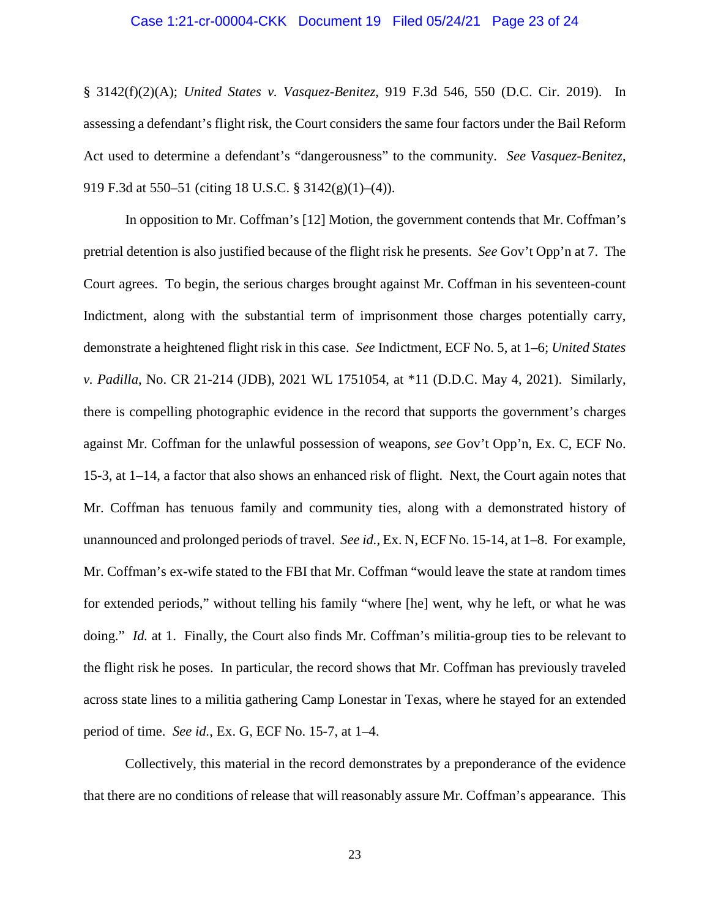§ 3142(f)(2)(A); *United States v. Vasquez-Benitez*, 919 F.3d 546, 550 (D.C. Cir. 2019). In assessing a defendant's flight risk, the Court considers the same four factors under the Bail Reform Act used to determine a defendant's "dangerousness" to the community. *See Vasquez-Benitez*, 919 F.3d at 550–51 (citing 18 U.S.C. § 3142(g)(1)–(4)).

In opposition to Mr. Coffman's [12] Motion, the government contends that Mr. Coffman's pretrial detention is also justified because of the flight risk he presents. *See* Gov't Opp'n at 7. The Court agrees. To begin, the serious charges brought against Mr. Coffman in his seventeen-count Indictment, along with the substantial term of imprisonment those charges potentially carry, demonstrate a heightened flight risk in this case. *See* Indictment, ECF No. 5, at 1–6; *United States v. Padilla*, No. CR 21-214 (JDB), 2021 WL 1751054, at *11 (D.D.C. May 4, 2021). Similarly, there is compelling photographic evidence in the record that supports the government's charges against Mr. Coffman for the unlawful possession of weapons, *see* Gov't Opp'n, Ex. C, ECF No. 15-3, at 1–14, a factor that also shows an enhanced risk of flight. Next, the Court again notes that Mr. Coffman has tenuous family and community ties, along with a demonstrated history of unannounced and prolonged periods of travel. *See id.*, Ex. N, ECF No. 15-14, at 1–8. For example, Mr. Coffman's ex-wife stated to the FBI that Mr. Coffman "would leave the state at random times for extended periods," without telling his family "where [he] went, why he left, or what he was doing." *Id.* at 1. Finally, the Court also finds Mr. Coffman's militia-group ties to be relevant to the flight risk he poses. In particular, the record shows that Mr. Coffman has previously traveled across state lines to a militia gathering Camp Lonestar in Texas, where he stayed for an extended period of time. *See id.*, Ex. G, ECF No. 15-7, at 1–4.

Collectively, this material in the record demonstrates by a preponderance of the evidence that there are no conditions of release that will reasonably assure Mr. Coffman's appearance. This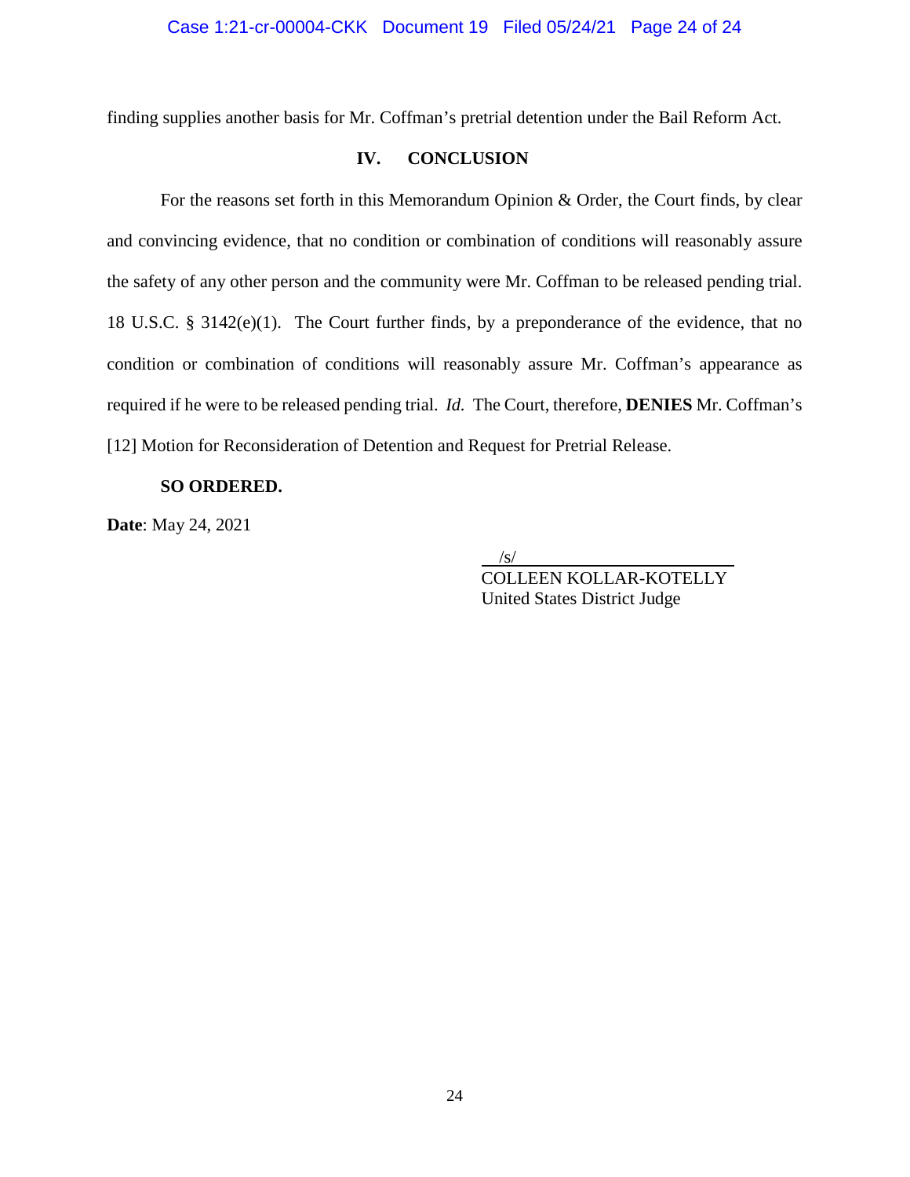finding supplies another basis for Mr. Coffman's pretrial detention under the Bail Reform Act.

## IV. CONCLUSION

For the reasons set forth in this Memorandum Opinion & Order, the Court finds, by clear and convincing evidence, that no condition or combination of conditions will reasonably assure the safety of any other person and the community were Mr. Coffman to be released pending trial. 18 U.S.C. § 3142(e)(1). The Court further finds, by a preponderance of the evidence, that no condition or combination of conditions will reasonably assure Mr. Coffman's appearance as required if he were to be released pending trial. *Id.* The Court, therefore, **DENIES** Mr. Coffman's [12] Motion for Reconsideration of Detention and Request for Pretrial Release.

**SO ORDERED.**

**Date**: May 24, 2021

/s/
COLLEEN KOLLAR-KOTELLY
United States District Judge